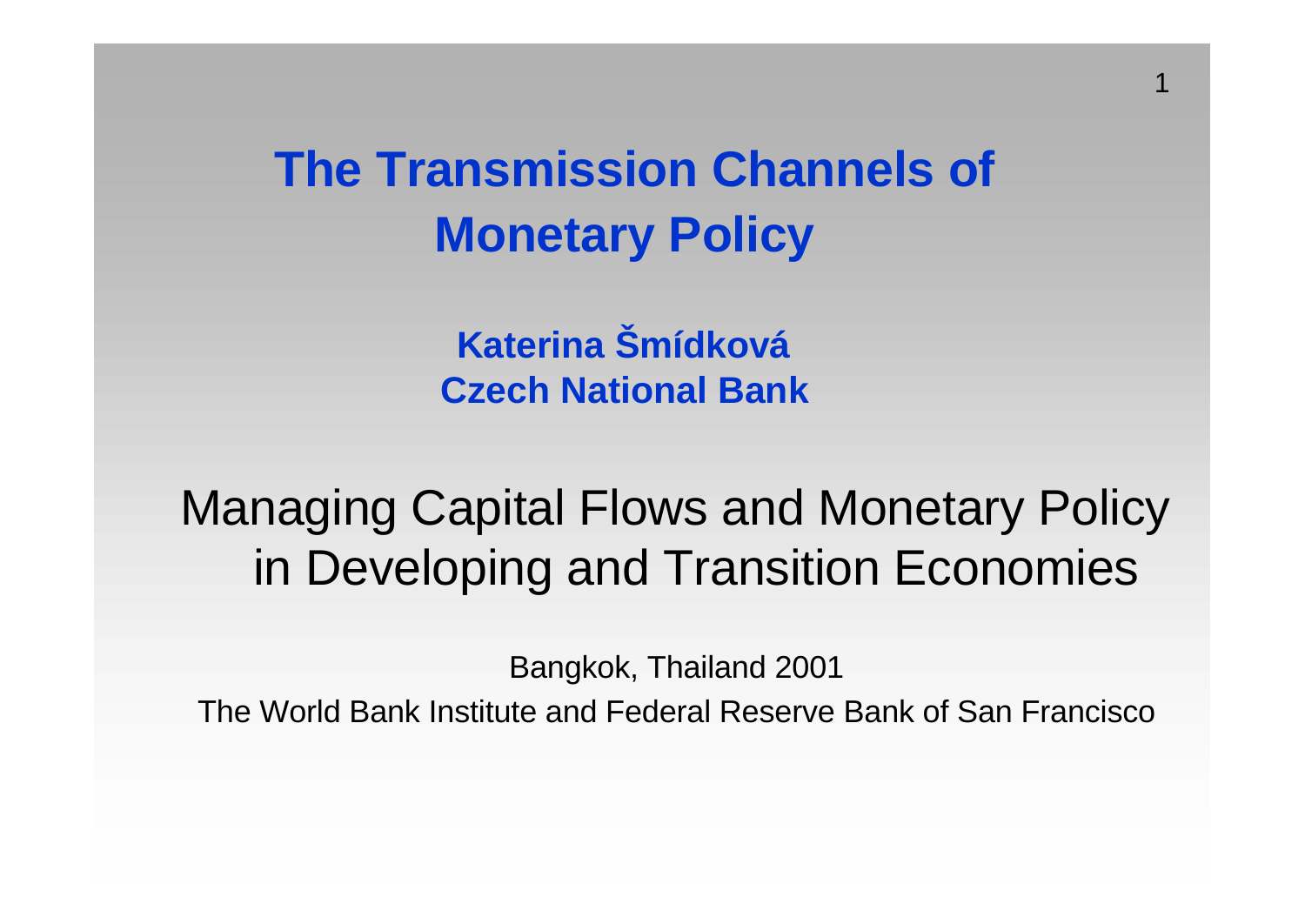# The Transmission Channels of Monetary Policy

**Katerina Šmídková**
**Czech National Bank**

## Managing Capital Flows and Monetary Policy in Developing and Transition Economies

Bangkok, Thailand 2001

The World Bank Institute and Federal Reserve Bank of San Francisco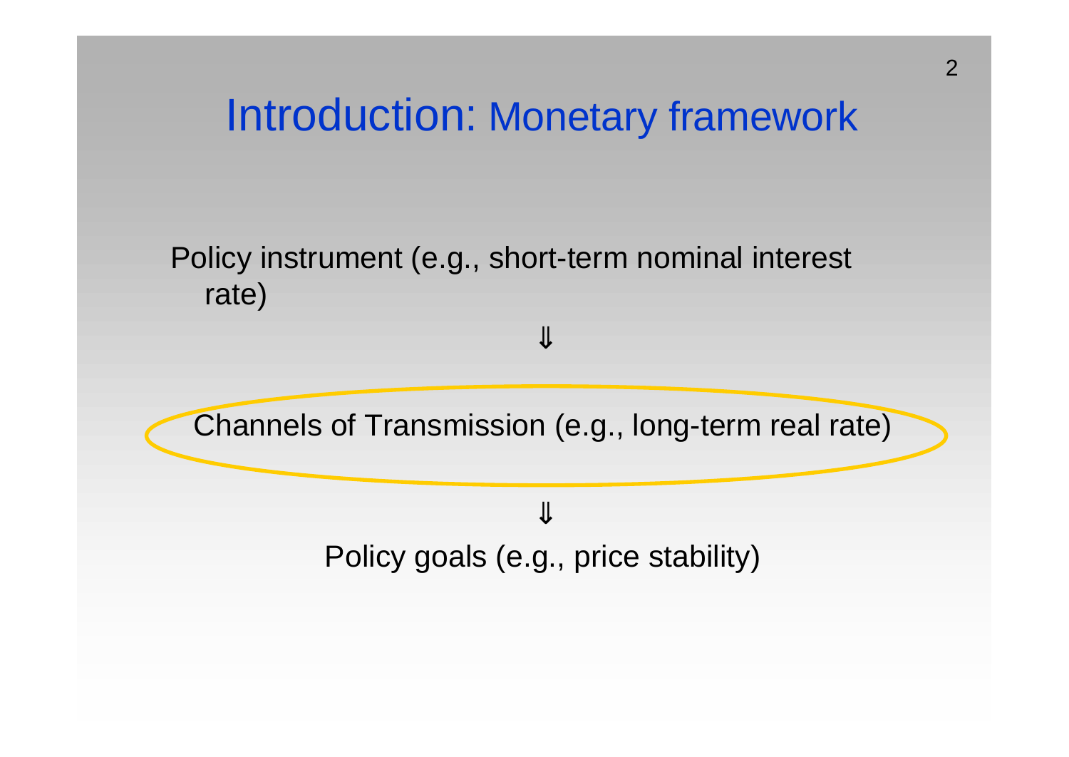# Introduction: Monetary framework

Policy instrument (e.g., short-term nominal interest rate)

⇓

Channels of Transmission (e.g., long-term real rate)

⇓

Policy goals (e.g., price stability)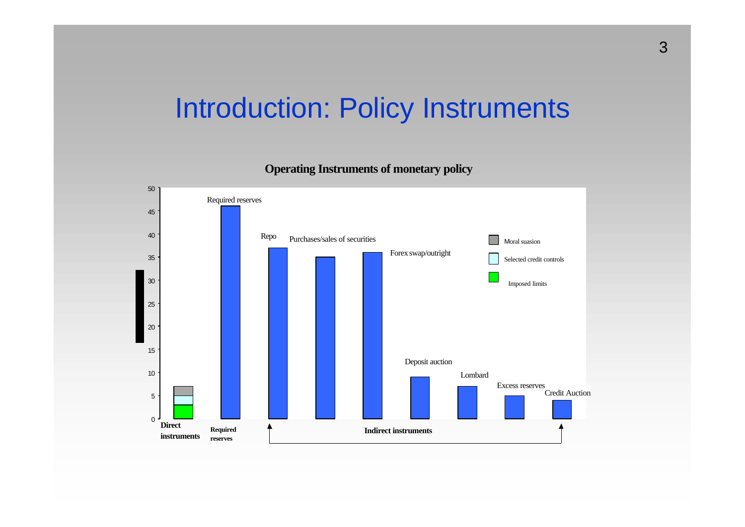# Introduction: Policy Instruments

**Operating Instruments of monetary policy**

| Instrument | Value |
|---|---|
| Direct instruments (Moral suasion, Selected credit controls, Imposed limits) | 7 |
| Required reserves | 46 |
| Repo | 37 |
| Purchases/sales of securities | 35 |
| Forex swap/outright | 36 |
| Deposit auction | 9 |
| Lombard | 7 |
| Excess reserves | 5 |
| Credit Auction | 4 |

Legend: Moral suasion; Selected credit controls; Imposed limits

**Direct instruments** | **Required reserves** | **Indirect instruments** (Repo through Credit Auction)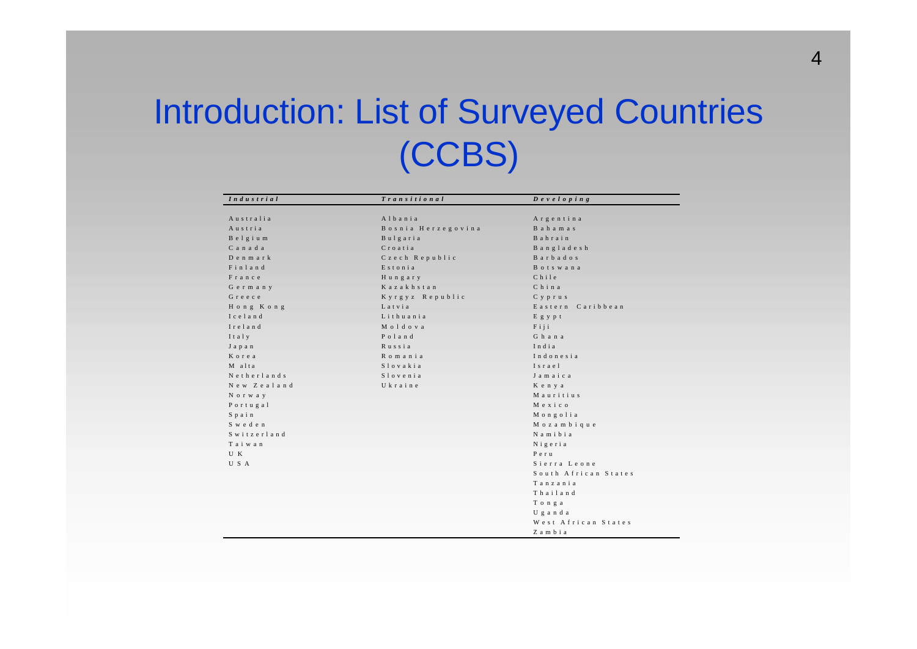# Introduction: List of Surveyed Countries (CCBS)

| *Industrial* | *Transitional* | *Developing* |
|---|---|---|
| Australia | Albania | Argentina |
| Austria | Bosnia Herzegovina | Bahamas |
| Belgium | Bulgaria | Bahrain |
| Canada | Croatia | Bangladesh |
| Denmark | Czech Republic | Barbados |
| Finland | Estonia | Botswana |
| France | Hungary | Chile |
| Germany | Kazakhstan | China |
| Greece | Kyrgyz Republic | Cyprus |
| Hong Kong | Latvia | Eastern Caribbean |
| Iceland | Lithuania | Egypt |
| Ireland | Moldova | Fiji |
| Italy | Poland | Ghana |
| Japan | Russia | India |
| Korea | Romania | Indonesia |
| Malta | Slovakia | Israel |
| Netherlands | Slovenia | Jamaica |
| New Zealand | Ukraine | Kenya |
| Norway | | Mauritius |
| Portugal | | Mexico |
| Spain | | Mongolia |
| Sweden | | Mozambique |
| Switzerland | | Namibia |
| Taiwan | | Nigeria |
| UK | | Peru |
| USA | | Sierra Leone |
| | | South African States |
| | | Tanzania |
| | | Thailand |
| | | Tonga |
| | | Uganda |
| | | West African States |
| | | Zambia |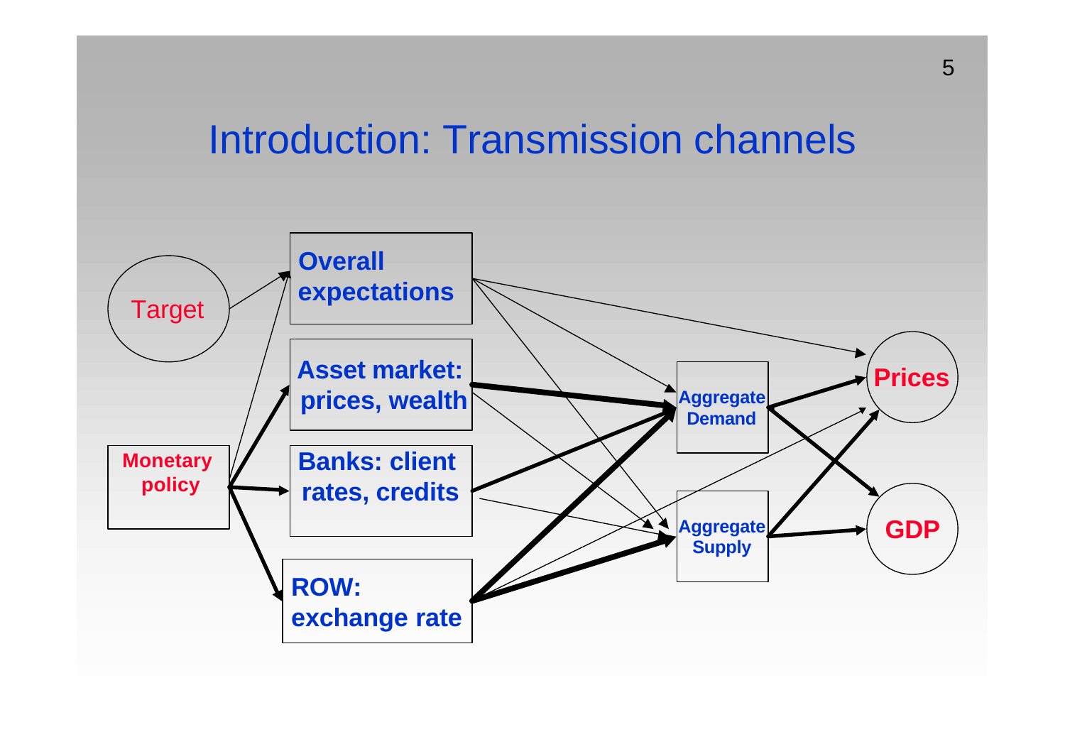# Introduction: Transmission channels

Target

Monetary policy

**Overall expectations**

**Asset market: prices, wealth**

**Banks: client rates, credits**

**ROW: exchange rate**

**Aggregate Demand**

**Aggregate Supply**

**Prices**

**GDP**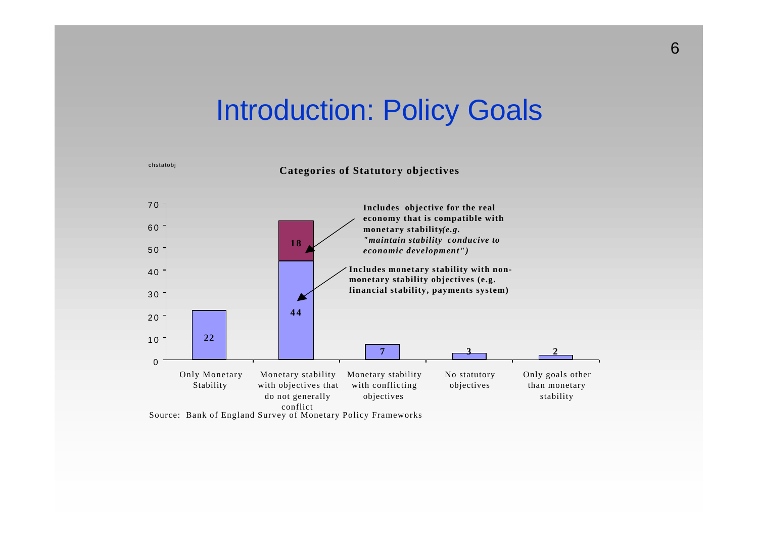# Introduction: Policy Goals

chstatobj

**Categories of Statutory objectives**

| Category | Value |
|---|---|
| Only Monetary Stability | 22 |
| Monetary stability with objectives that do not generally conflict | 44 + 18 |
| Monetary stability with conflicting objectives | 7 |
| No statutory objectives | 3 |
| Only goals other than monetary stability | 2 |

18: **Includes objective for the real economy that is compatible with monetary stability*(e.g. "maintain stability conducive to economic development")***

44: **Includes monetary stability with non-monetary stability objectives (e.g. financial stability, payments system)**

Source: Bank of England Survey of Monetary Policy Frameworks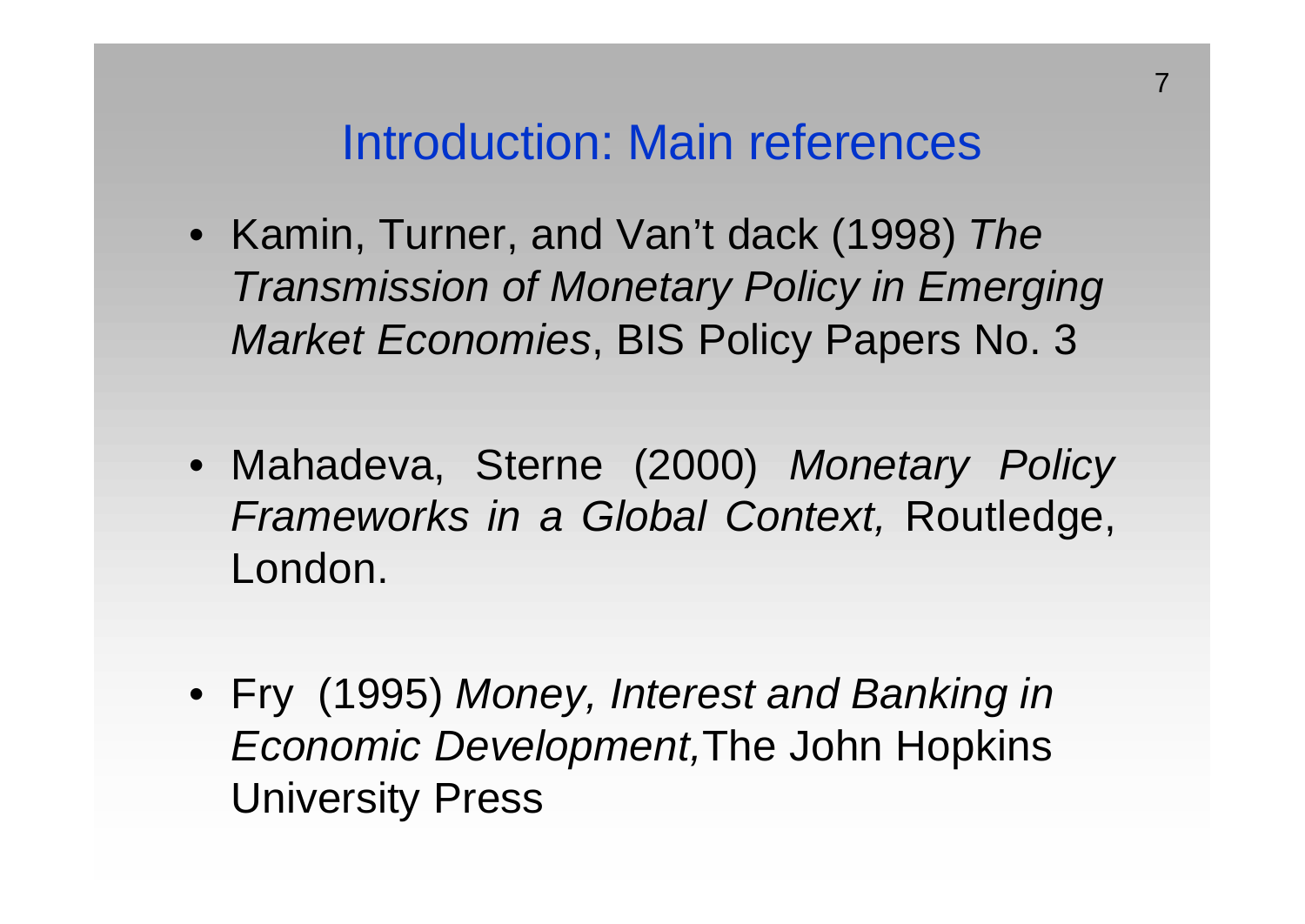# Introduction: Main references

- Kamin, Turner, and Van't dack (1998) *The Transmission of Monetary Policy in Emerging Market Economies*, BIS Policy Papers No. 3

- Mahadeva, Sterne (2000) *Monetary Policy Frameworks in a Global Context,* Routledge, London.

- Fry (1995) *Money, Interest and Banking in Economic Development,* The John Hopkins University Press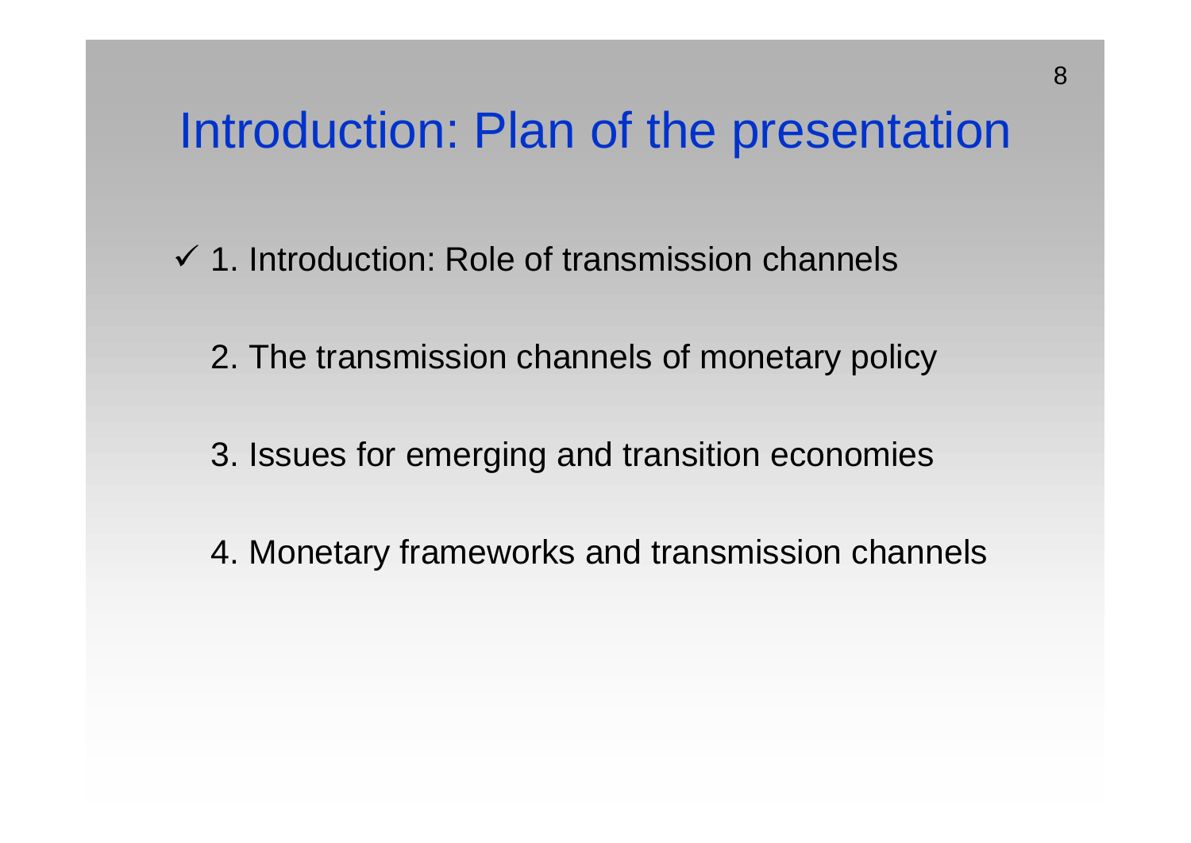# Introduction: Plan of the presentation

- ✓ 1. Introduction: Role of transmission channels

  2. The transmission channels of monetary policy

  3. Issues for emerging and transition economies

  4. Monetary frameworks and transmission channels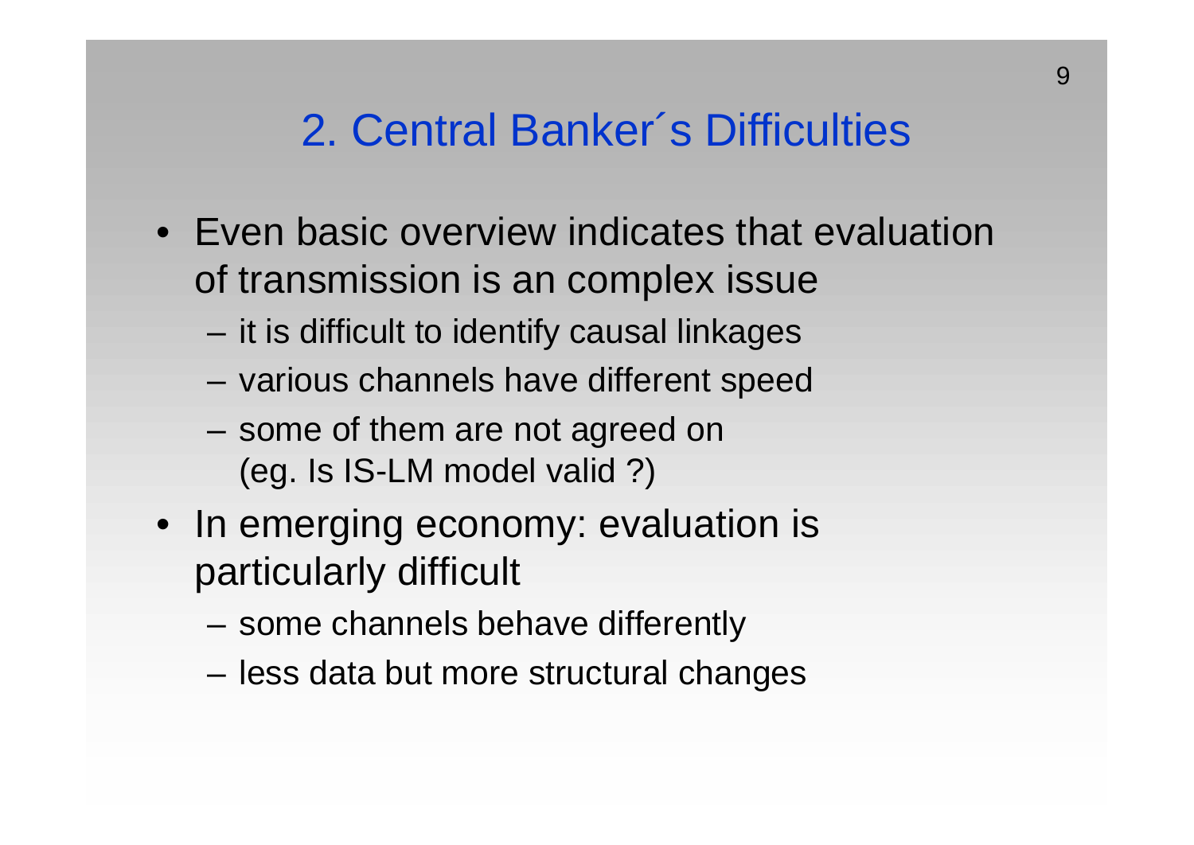## 2. Central Banker´s Difficulties

- Even basic overview indicates that evaluation of transmission is an complex issue
  - it is difficult to identify causal linkages
  - various channels have different speed
  - some of them are not agreed on (eg. Is IS-LM model valid ?)
- In emerging economy: evaluation is particularly difficult
  - some channels behave differently
  - less data but more structural changes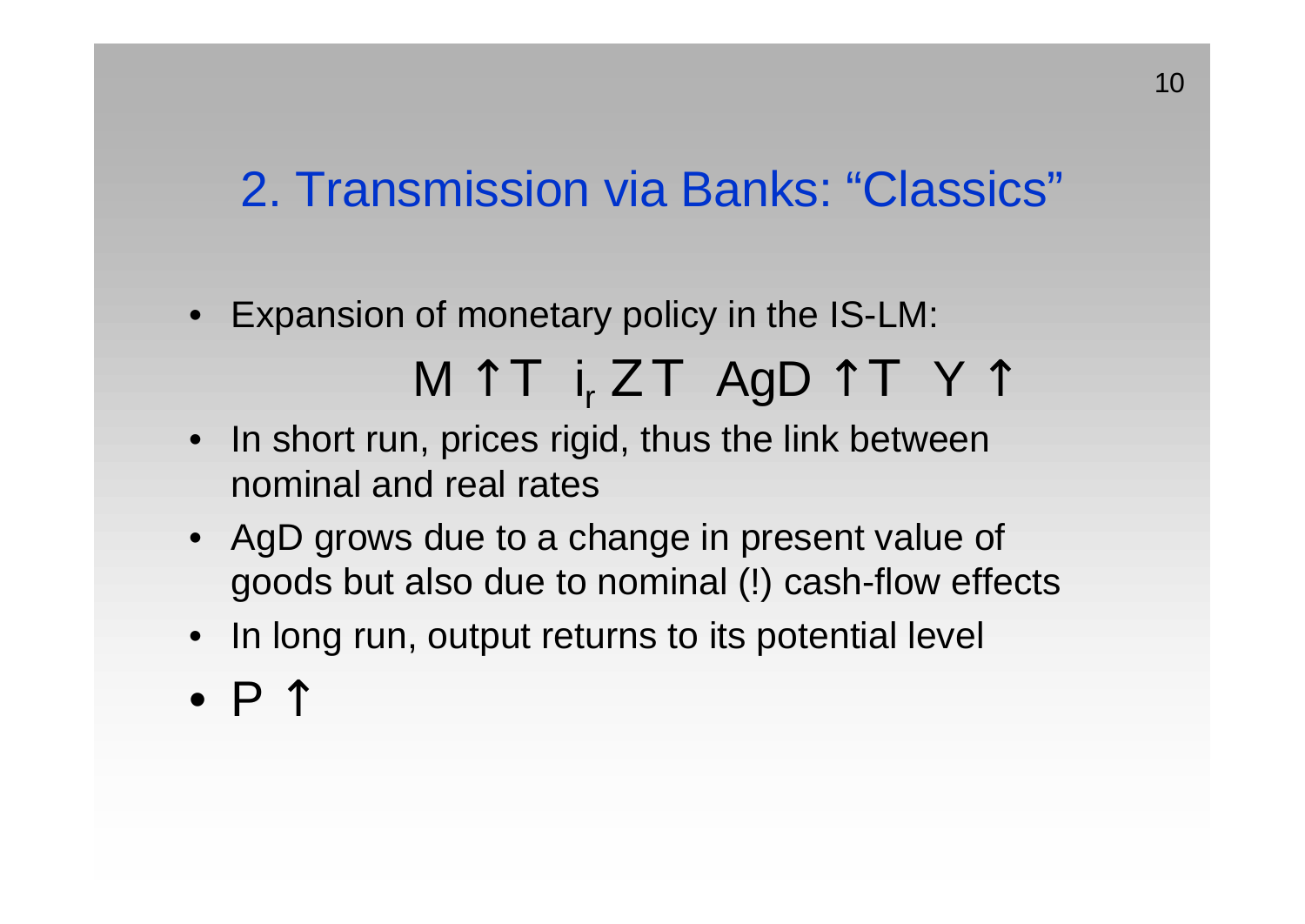## 2. Transmission via Banks: "Classics"

- Expansion of monetary policy in the IS-LM:

$$M \uparrow \Rightarrow i_r \downarrow \Rightarrow AgD \uparrow \Rightarrow Y \uparrow$$

- In short run, prices rigid, thus the link between nominal and real rates
- AgD grows due to a change in present value of goods but also due to nominal (!) cash-flow effects
- In long run, output returns to its potential level
- $P \uparrow$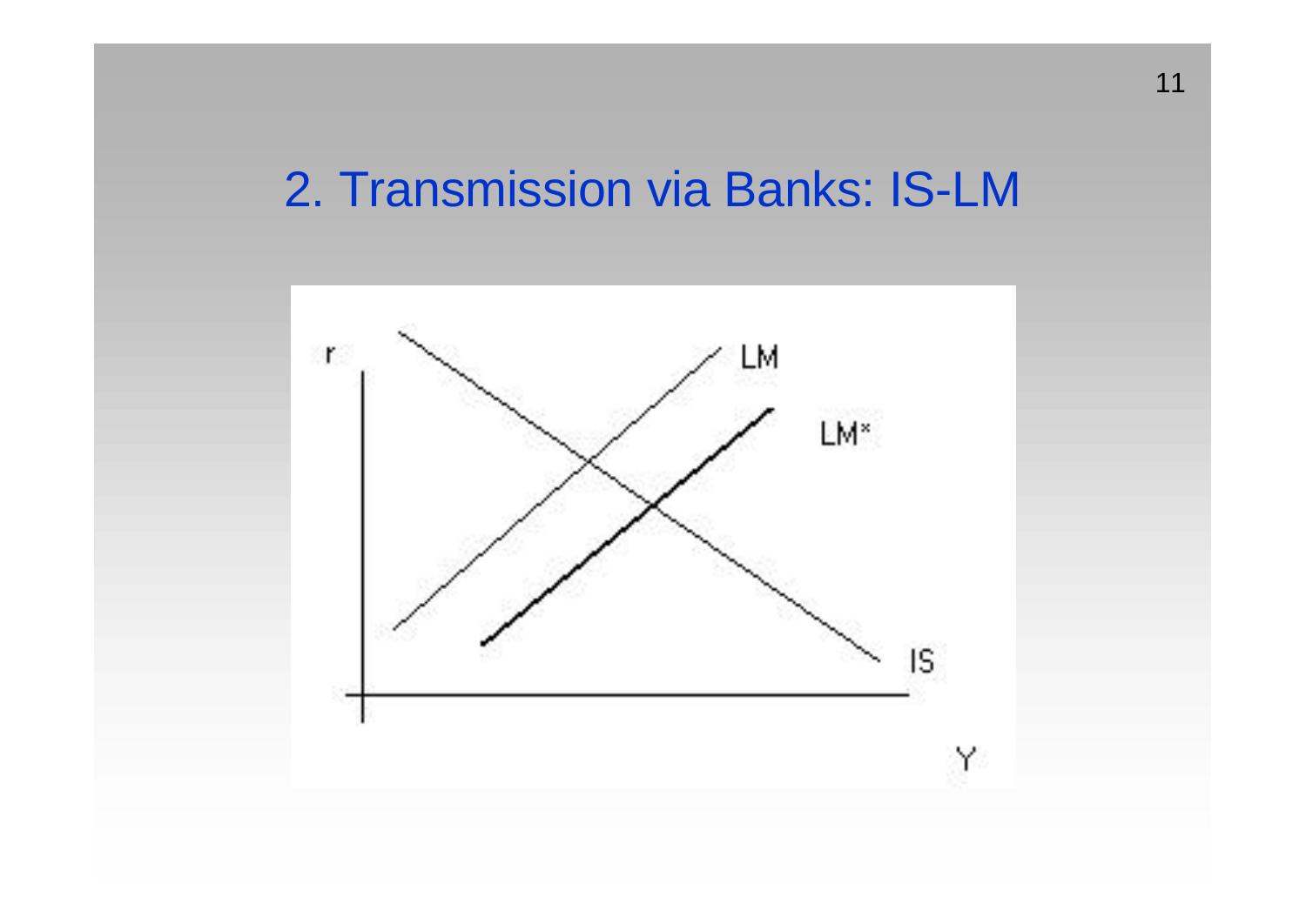## 2. Transmission via Banks: IS-LM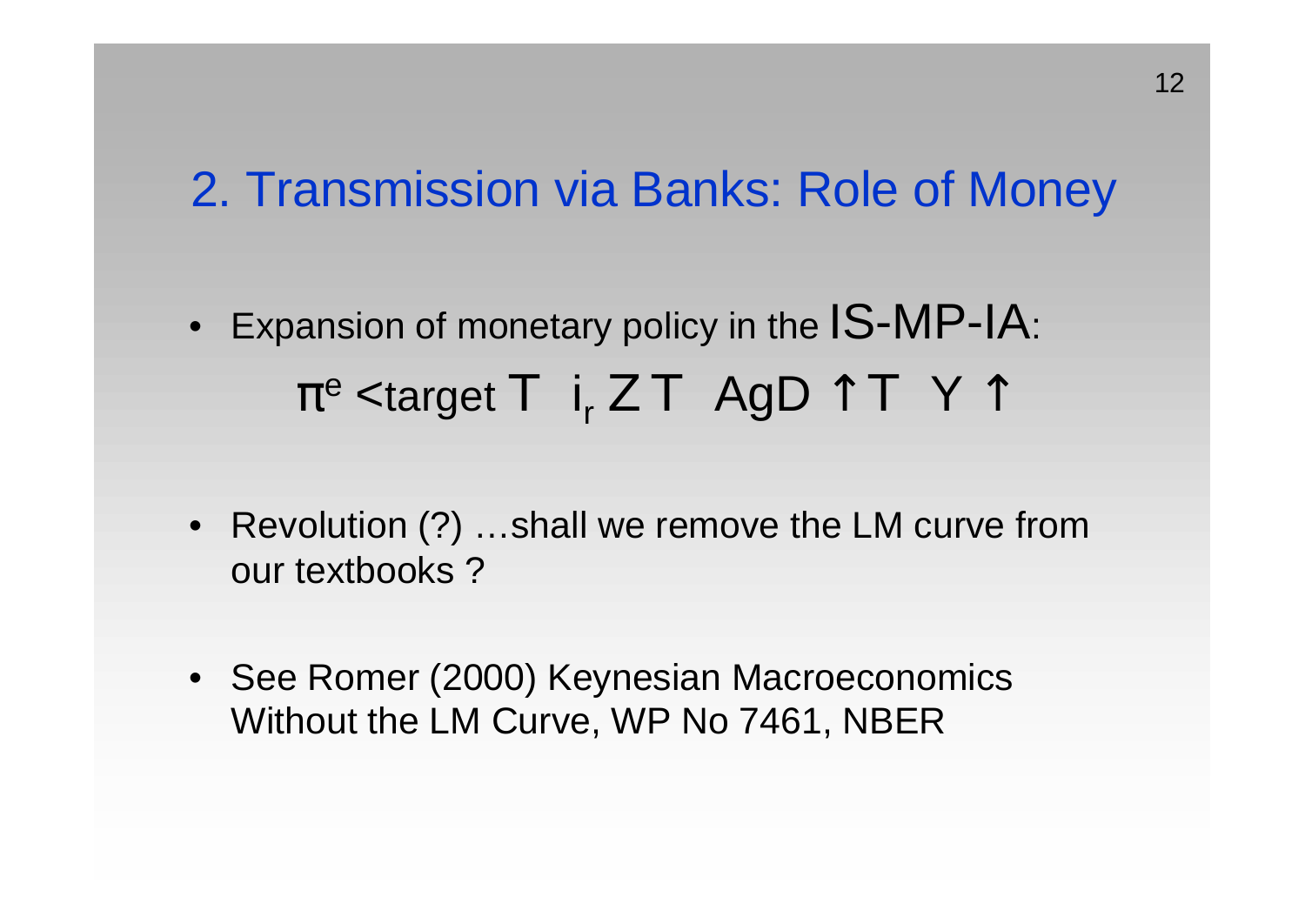## 2. Transmission via Banks: Role of Money

- Expansion of monetary policy in the IS-MP-IA:

  $\pi^e$ <target T $i_r$ Z T AgD ↑ T Y ↑

- Revolution (?) …shall we remove the LM curve from our textbooks ?

- See Romer (2000) Keynesian Macroeconomics Without the LM Curve, WP No 7461, NBER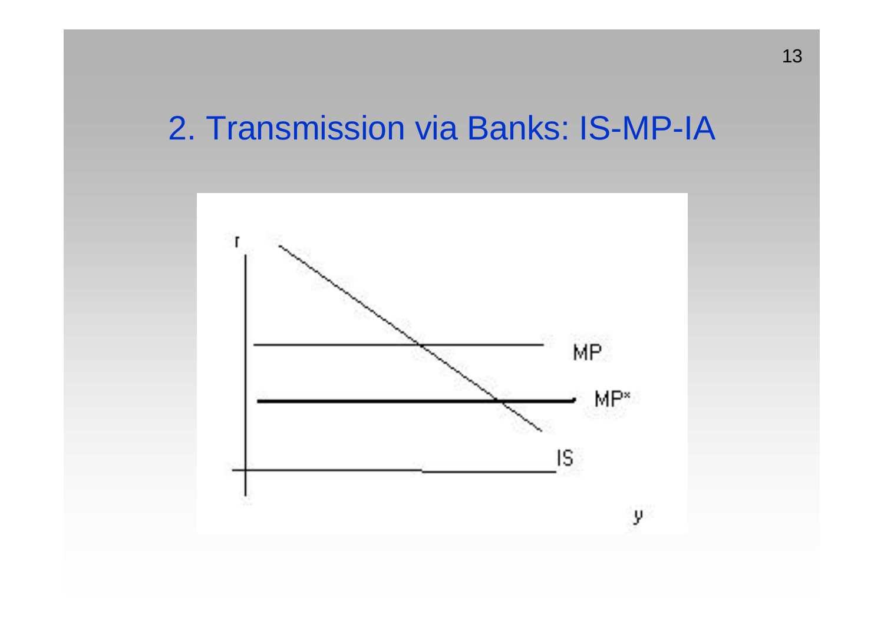## 2. Transmission via Banks: IS-MP-IA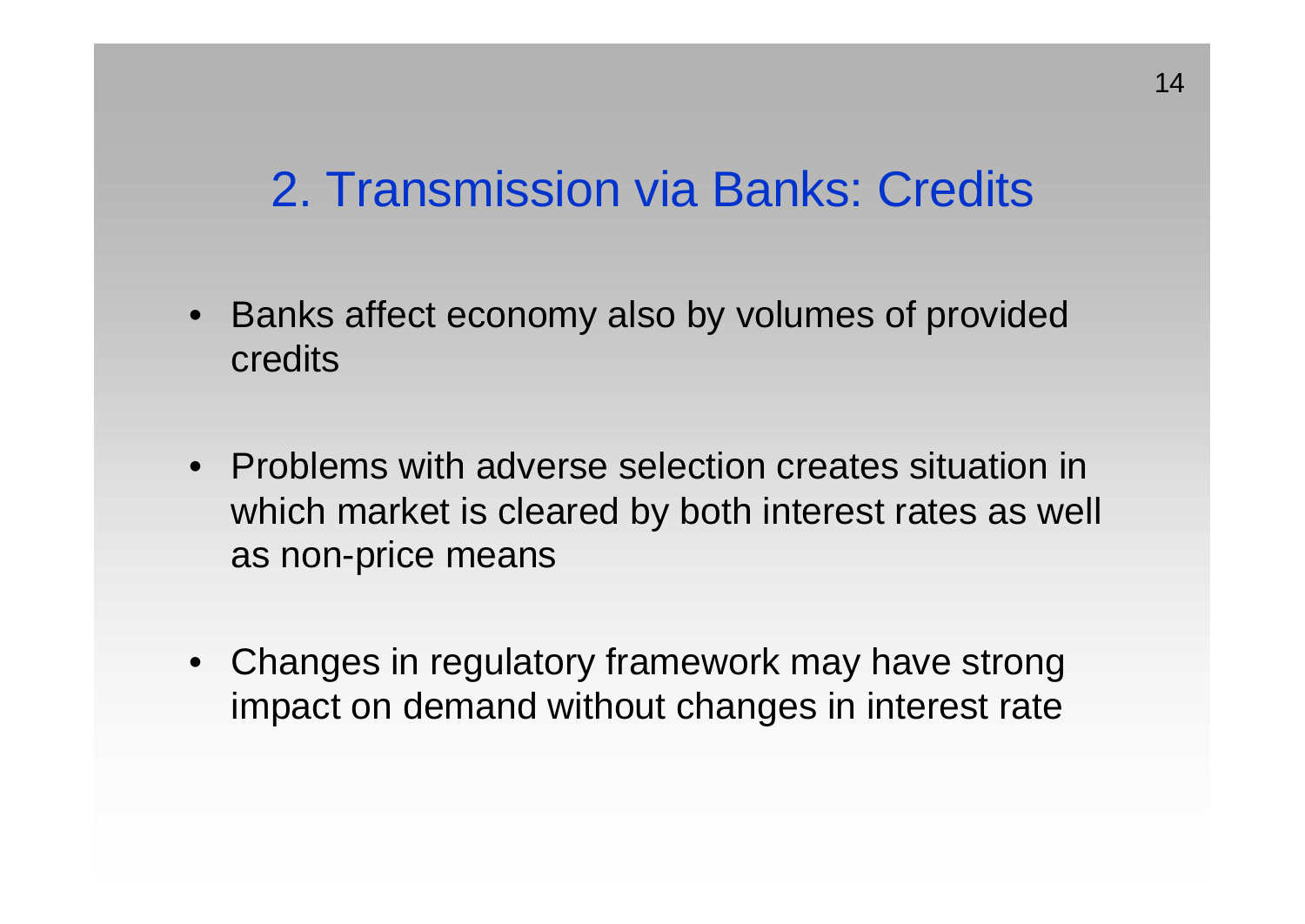## 2. Transmission via Banks: Credits

- Banks affect economy also by volumes of provided credits
- Problems with adverse selection creates situation in which market is cleared by both interest rates as well as non-price means
- Changes in regulatory framework may have strong impact on demand without changes in interest rate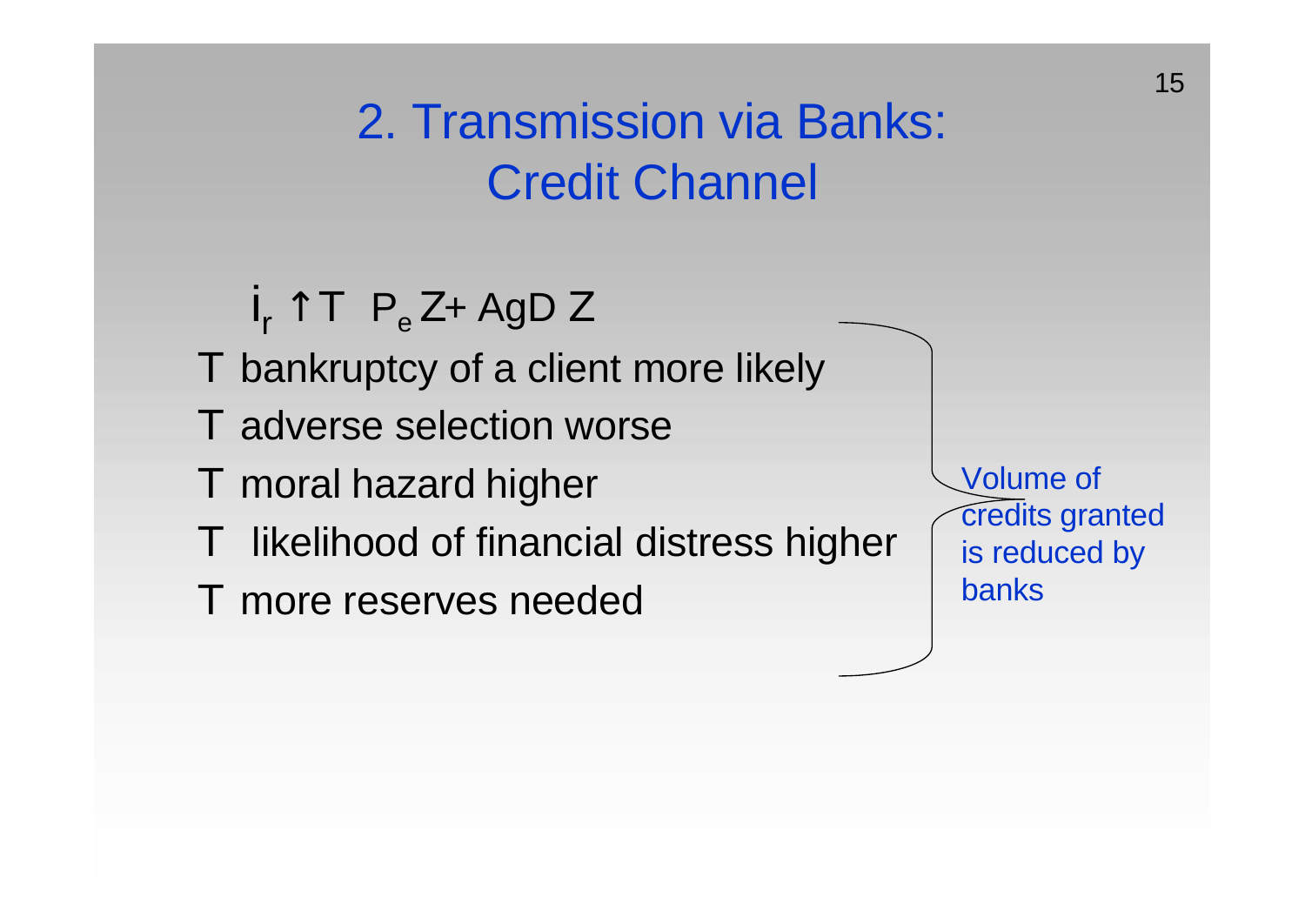# 2. Transmission via Banks: Credit Channel

$i_r$ ↑T $P_e$ Z+ AgD Z

- T bankruptcy of a client more likely
- T adverse selection worse
- T moral hazard higher
- T likelihood of financial distress higher
- T more reserves needed

} Volume of credits granted is reduced by banks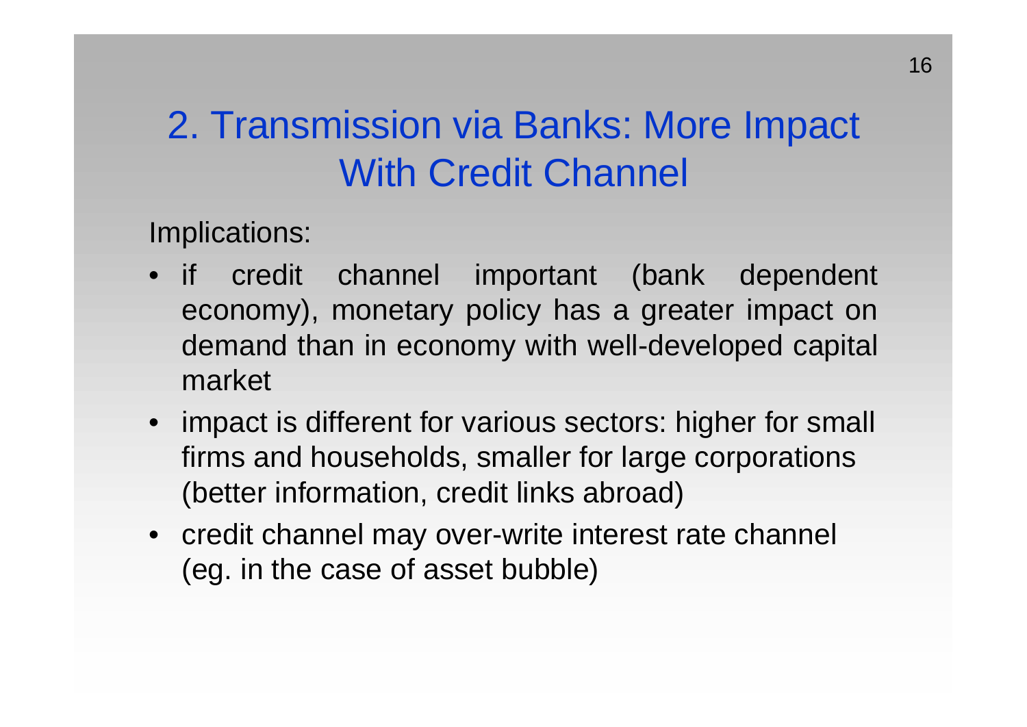# 2. Transmission via Banks: More Impact With Credit Channel

Implications:

- if credit channel important (bank dependent economy), monetary policy has a greater impact on demand than in economy with well-developed capital market
- impact is different for various sectors: higher for small firms and households, smaller for large corporations (better information, credit links abroad)
- credit channel may over-write interest rate channel (eg. in the case of asset bubble)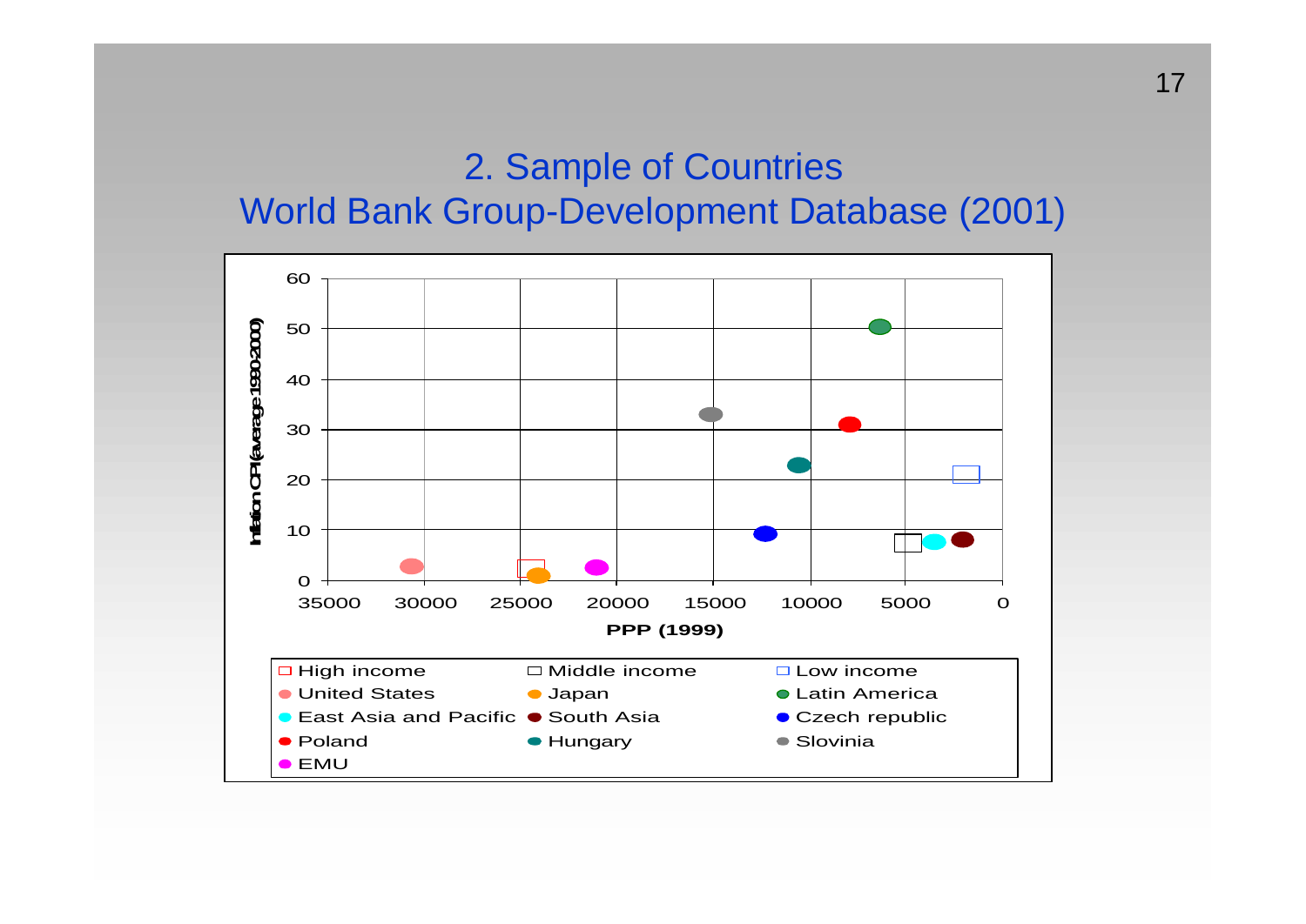## 2. Sample of Countries
## World Bank Group-Development Database (2001)

Inflation CPI (average 1990-2000)

PPP (1999)

- High income
- Middle income
- Low income
- United States
- Japan
- Latin America
- East Asia and Pacific
- South Asia
- Czech republic
- Poland
- Hungary
- Slovinia
- EMU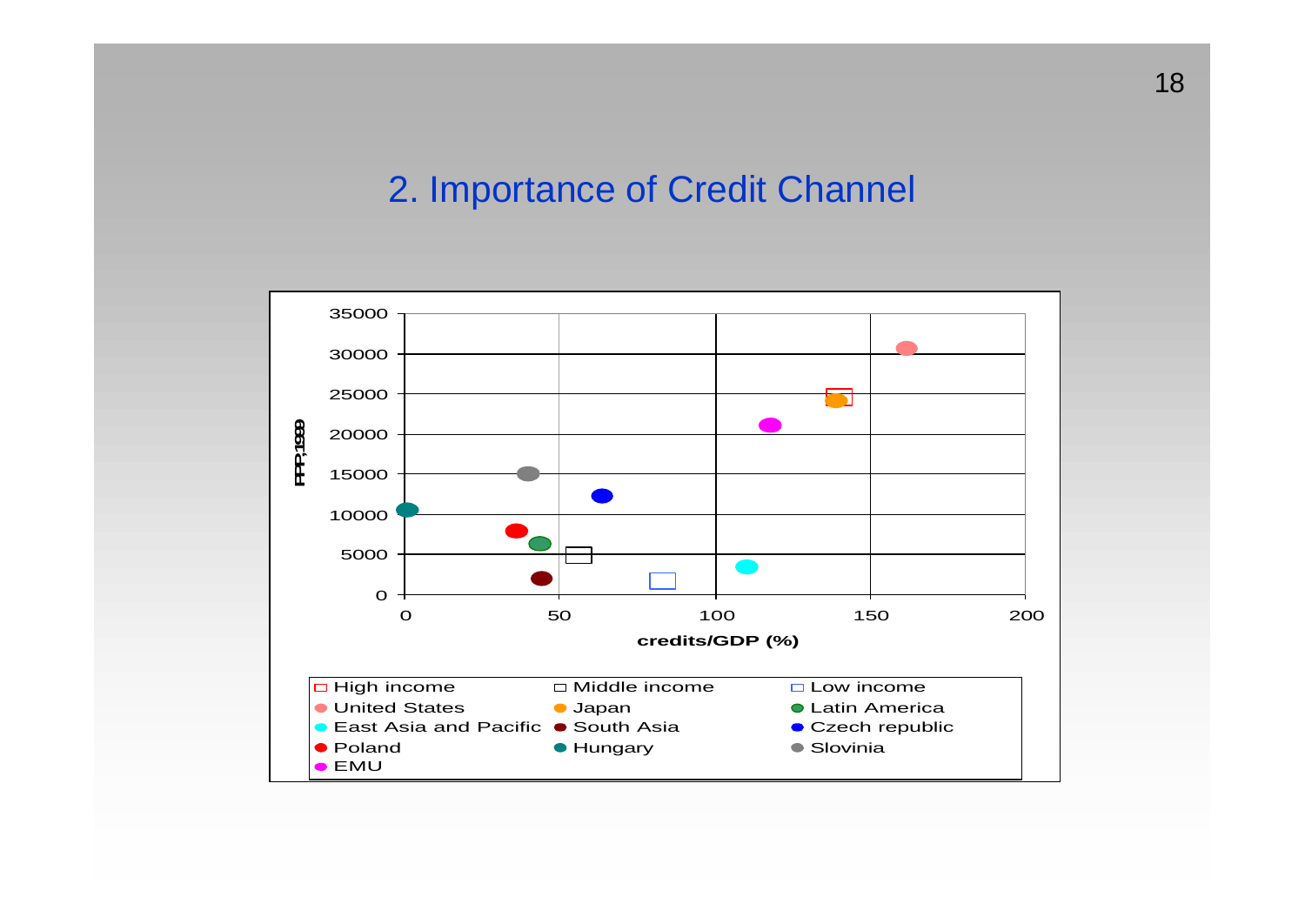## 2. Importance of Credit Channel

PPP,1999

| | |
|---|---|
| 35000 | |
| 30000 | |
| 25000 | |
| 20000 | |
| 15000 | |
| 10000 | |
| 5000 | |
| 0 | |

0 50 100 150 200

**credits/GDP (%)**

- High income
- Middle income
- Low income
- United States
- Japan
- Latin America
- East Asia and Pacific
- South Asia
- Czech republic
- Poland
- Hungary
- Slovinia
- EMU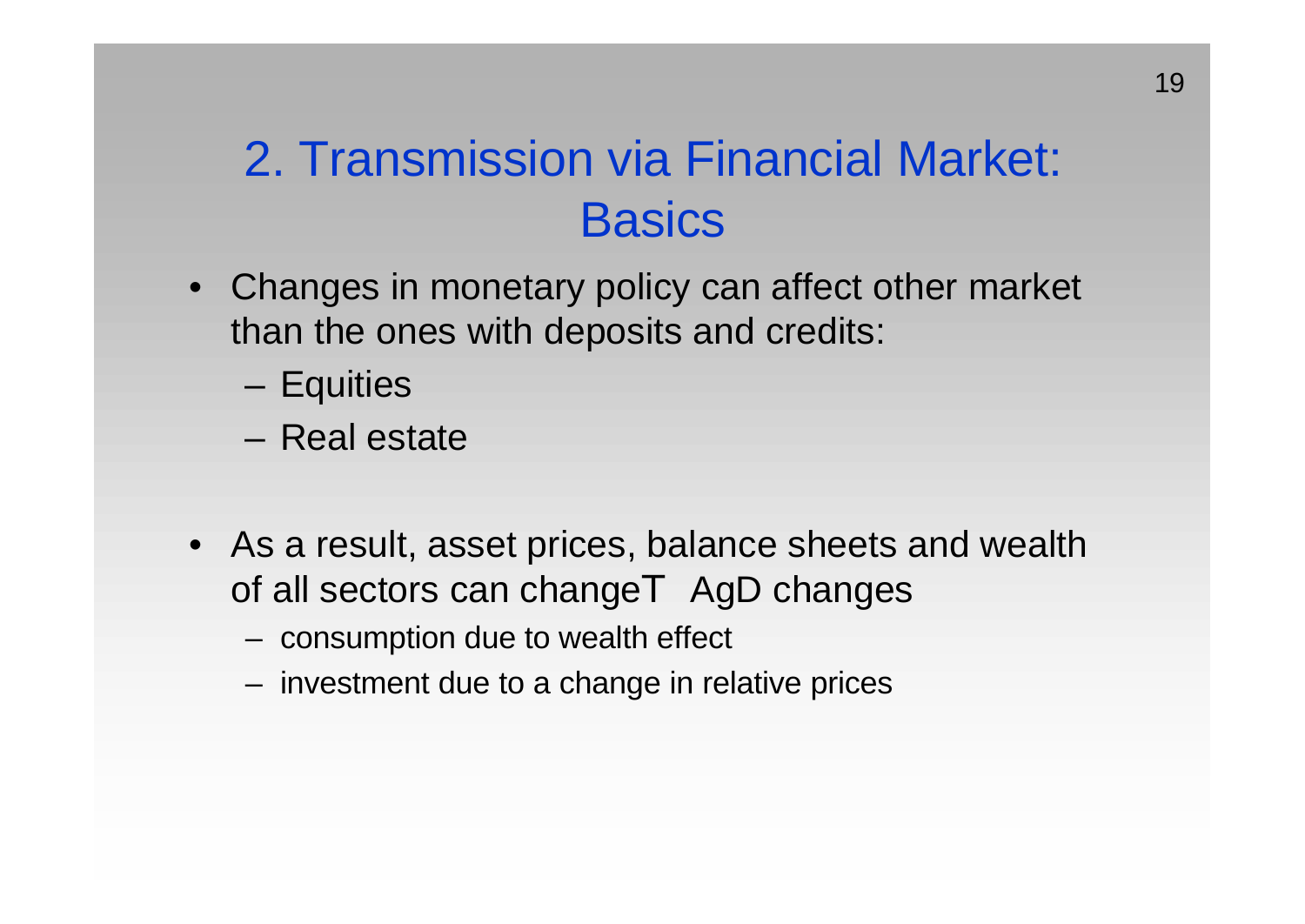# 2. Transmission via Financial Market: Basics

- Changes in monetary policy can affect other market than the ones with deposits and credits:
  - Equities
  - Real estate

- As a result, asset prices, balance sheets and wealth of all sectors can changeT AgD changes
  - consumption due to wealth effect
  - investment due to a change in relative prices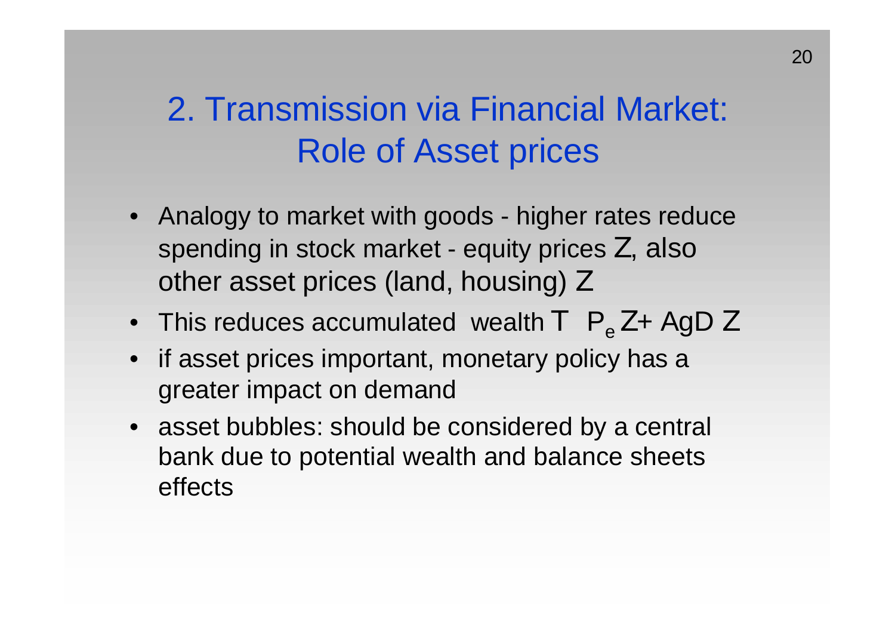# 2. Transmission via Financial Market: Role of Asset prices

- Analogy to market with goods - higher rates reduce spending in stock market - equity prices Z, also other asset prices (land, housing) Z
- This reduces accumulated wealth T $P_e$ Z+ AgD Z
- if asset prices important, monetary policy has a greater impact on demand
- asset bubbles: should be considered by a central bank due to potential wealth and balance sheets effects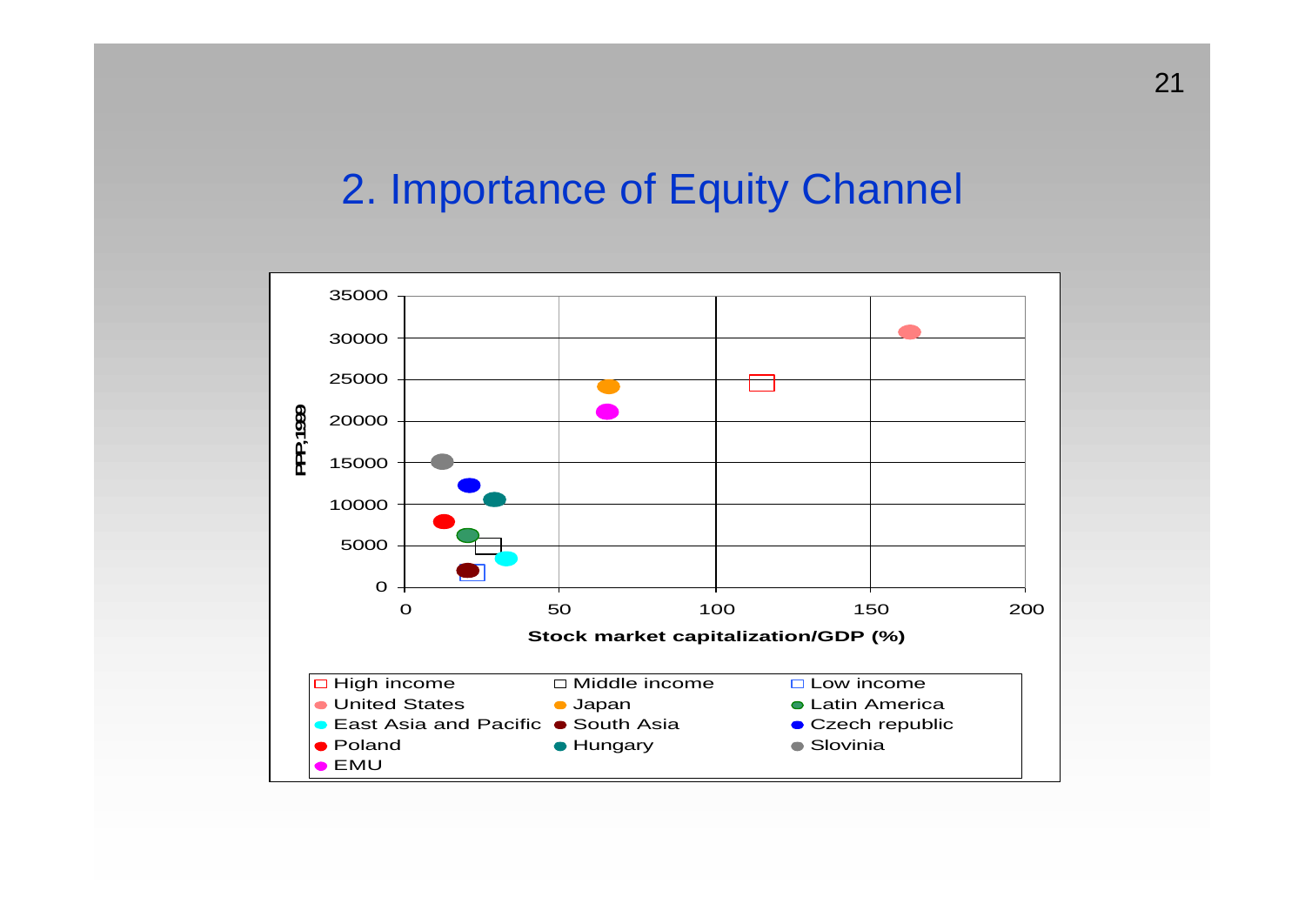## 2. Importance of Equity Channel

Chart: PPP,1999 (y-axis, 0–35000) vs. Stock market capitalization/GDP (%) (x-axis, 0–200)

Legend: High income, Middle income, Low income, United States, Japan, Latin America, East Asia and Pacific, South Asia, Czech republic, Poland, Hungary, Slovinia, EMU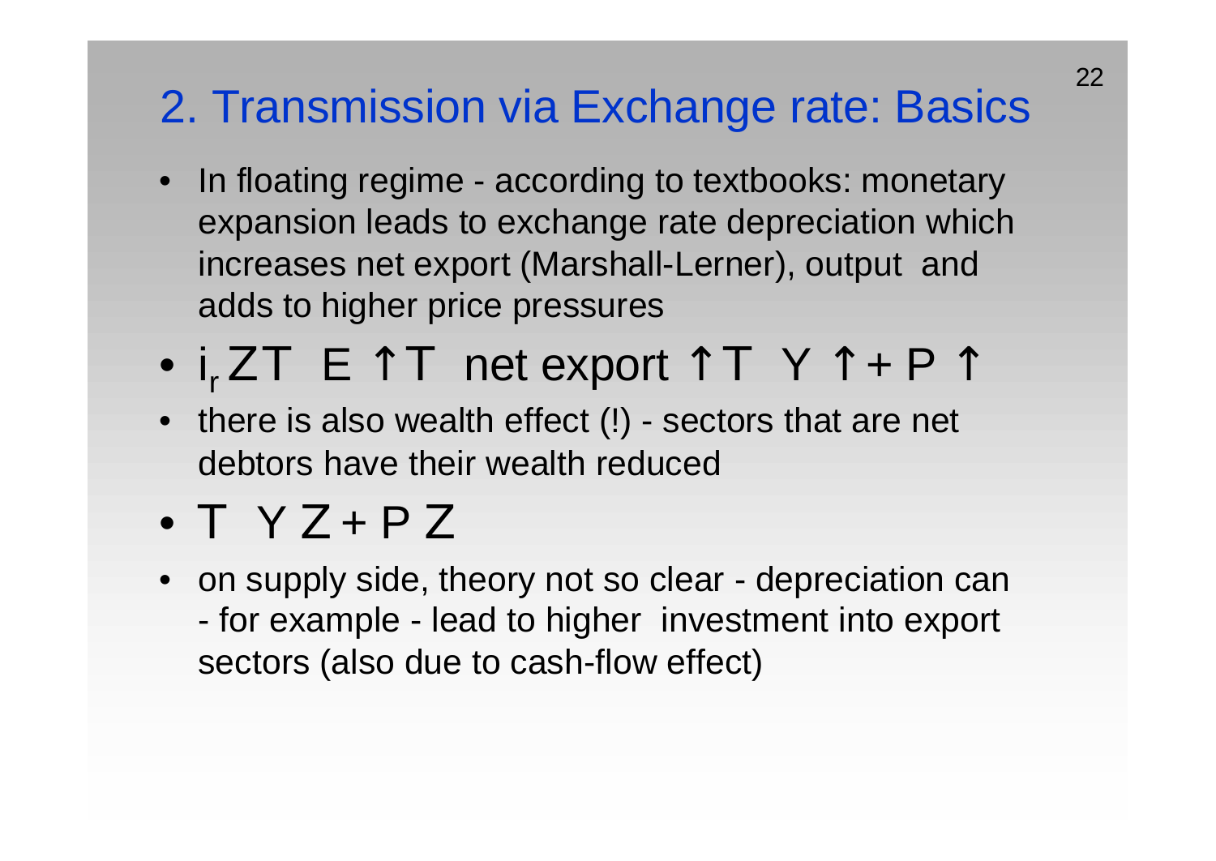## 2. Transmission via Exchange rate: Basics

- In floating regime - according to textbooks: monetary expansion leads to exchange rate depreciation which increases net export (Marshall-Lerner), output and adds to higher price pressures
- $i_r$ ZT E ↑T net export ↑T Y ↑+ P ↑
- there is also wealth effect (!) - sectors that are net debtors have their wealth reduced
- T Y Z + P Z
- on supply side, theory not so clear - depreciation can - for example - lead to higher investment into export sectors (also due to cash-flow effect)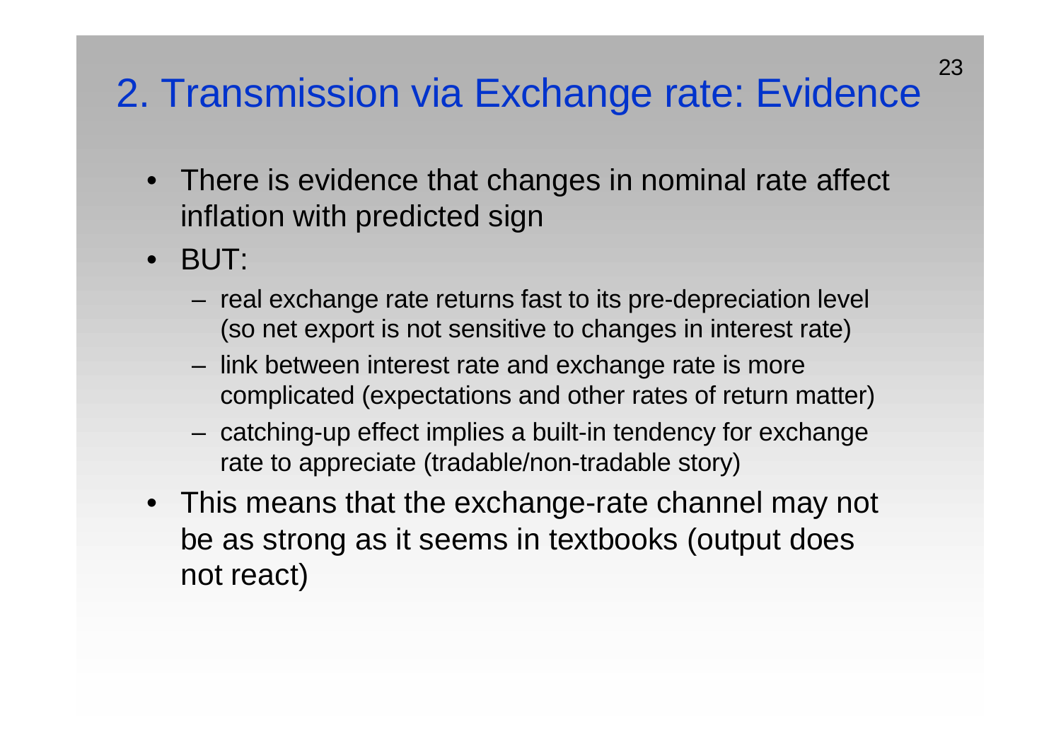## 2. Transmission via Exchange rate: Evidence

- There is evidence that changes in nominal rate affect inflation with predicted sign
- BUT:
  - real exchange rate returns fast to its pre-depreciation level (so net export is not sensitive to changes in interest rate)
  - link between interest rate and exchange rate is more complicated (expectations and other rates of return matter)
  - catching-up effect implies a built-in tendency for exchange rate to appreciate (tradable/non-tradable story)
- This means that the exchange-rate channel may not be as strong as it seems in textbooks (output does not react)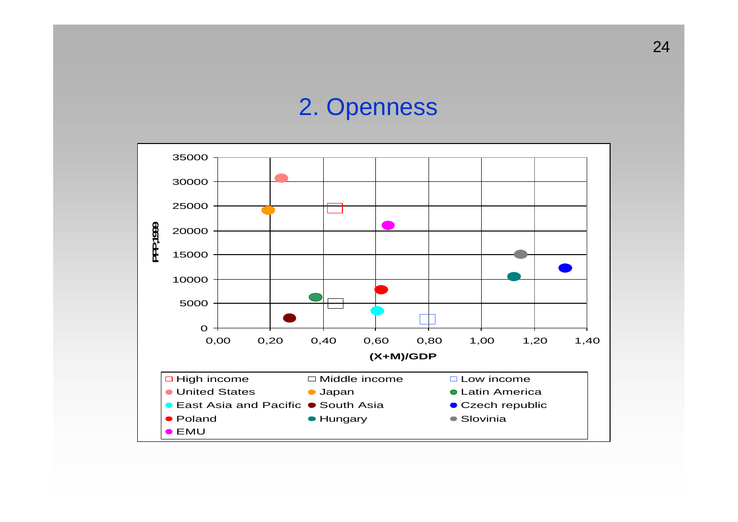# 2. Openness

35000
30000
25000
20000
15000
10000
5000
0

PPP,1999

0,00 0,20 0,40 0,60 0,80 1,00 1,20 1,40

(X+M)/GDP

- High income
- Middle income
- Low income
- United States
- Japan
- Latin America
- East Asia and Pacific
- South Asia
- Czech republic
- Poland
- Hungary
- Slovinia
- EMU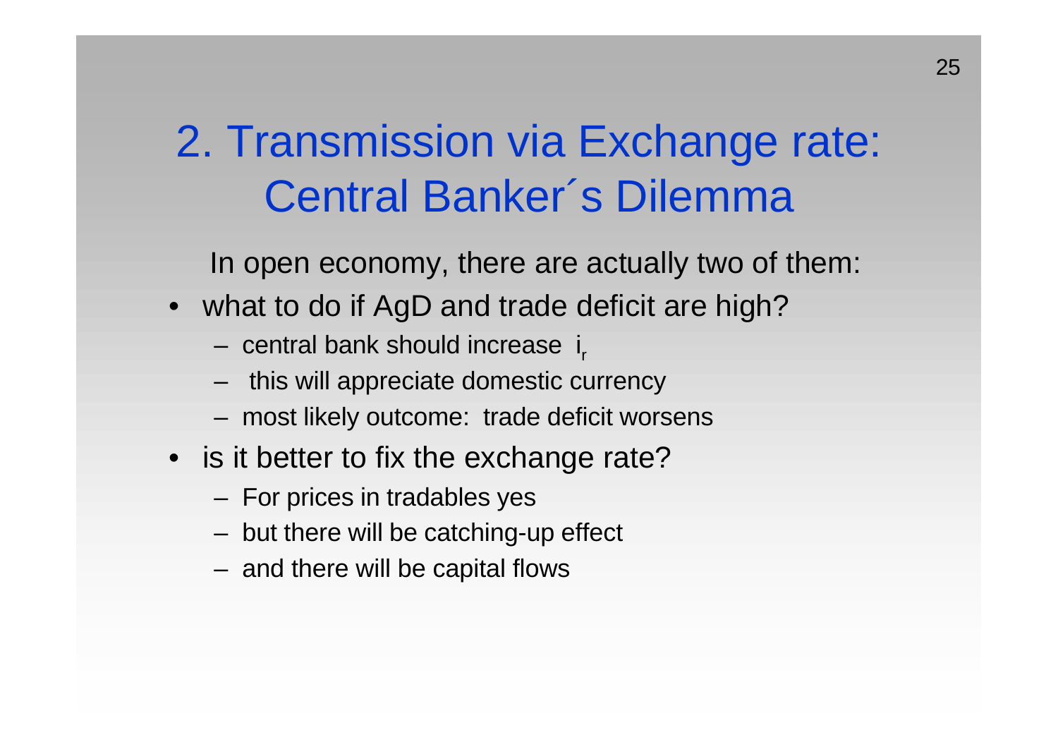# 2. Transmission via Exchange rate: Central Banker´s Dilemma

In open economy, there are actually two of them:

- what to do if AgD and trade deficit are high?
  - central bank should increase $i_r$
  - this will appreciate domestic currency
  - most likely outcome: trade deficit worsens
- is it better to fix the exchange rate?
  - For prices in tradables yes
  - but there will be catching-up effect
  - and there will be capital flows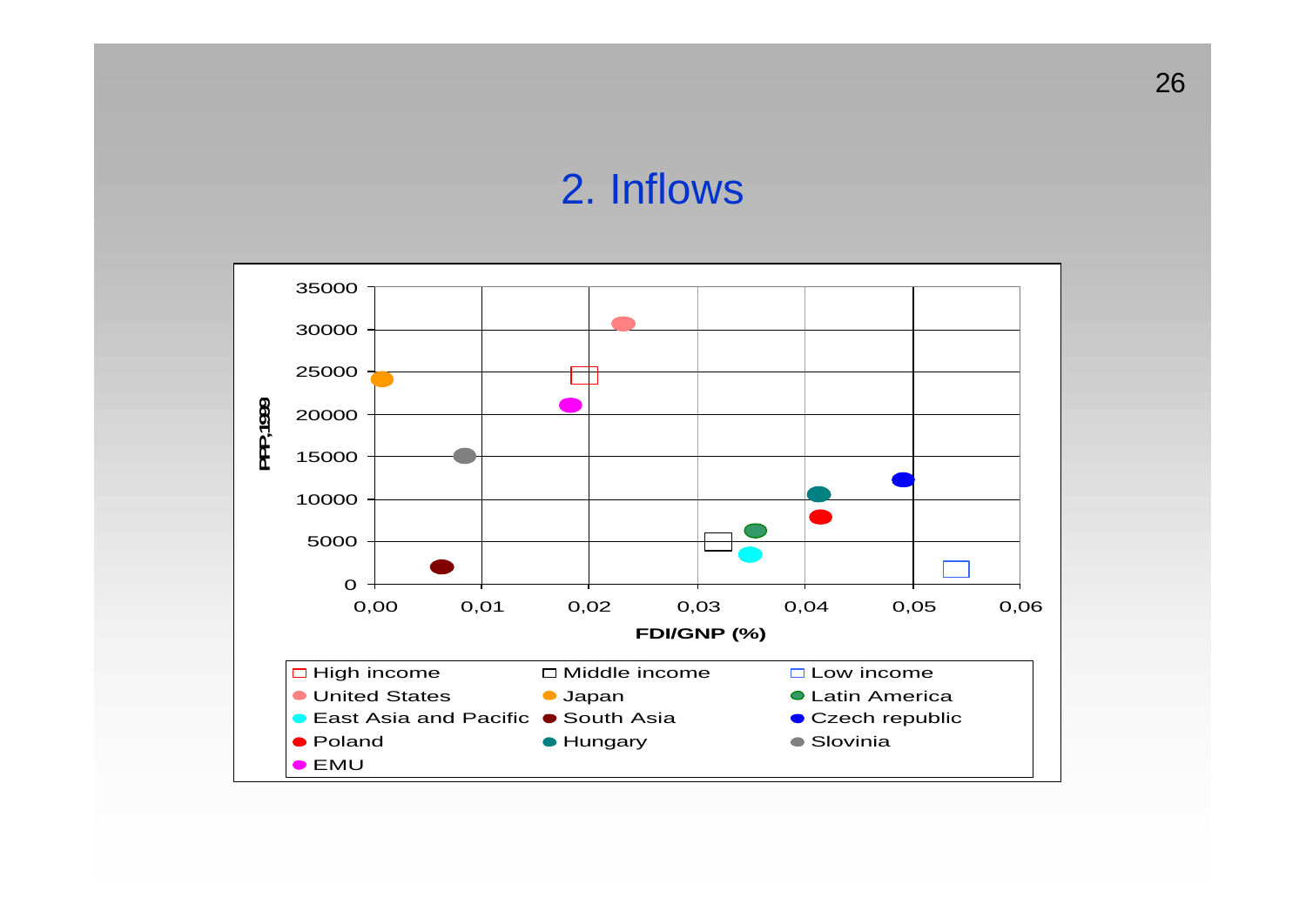# 2. Inflows

PPP,1999

FDI/GNP (%)

- High income
- Middle income
- Low income
- United States
- Japan
- Latin America
- East Asia and Pacific
- South Asia
- Czech republic
- Poland
- Hungary
- Slovinia
- EMU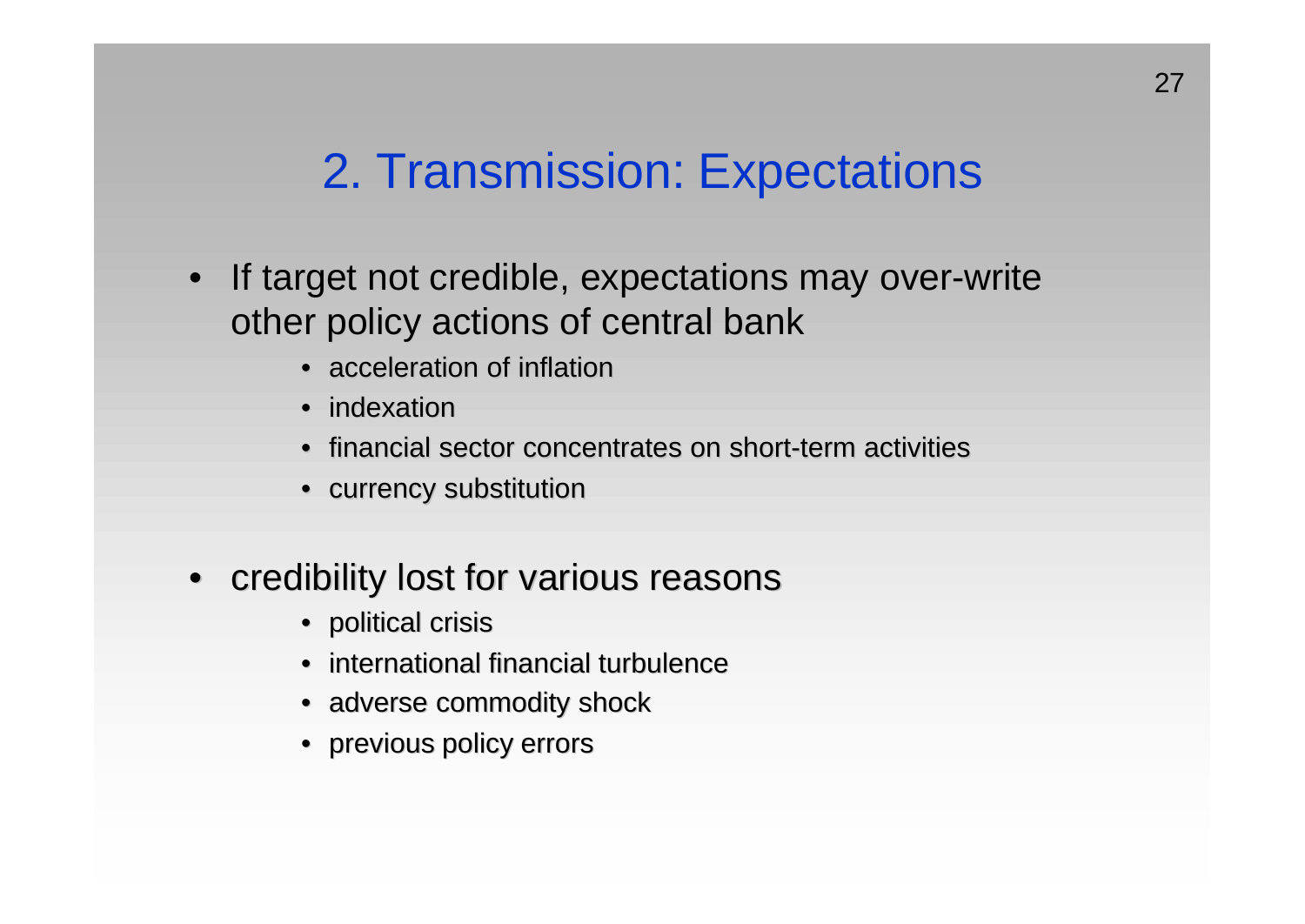# 2. Transmission: Expectations

- If target not credible, expectations may over-write other policy actions of central bank
  - acceleration of inflation
  - indexation
  - financial sector concentrates on short-term activities
  - currency substitution

- credibility lost for various reasons
  - political crisis
  - international financial turbulence
  - adverse commodity shock
  - previous policy errors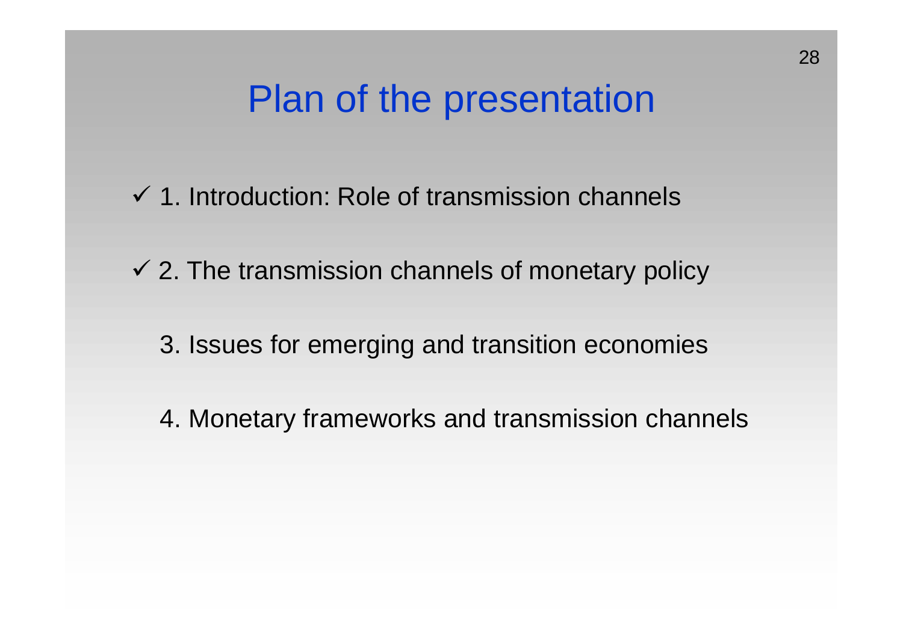# Plan of the presentation

- ✓ 1. Introduction: Role of transmission channels
- ✓ 2. The transmission channels of monetary policy
- 3. Issues for emerging and transition economies
- 4. Monetary frameworks and transmission channels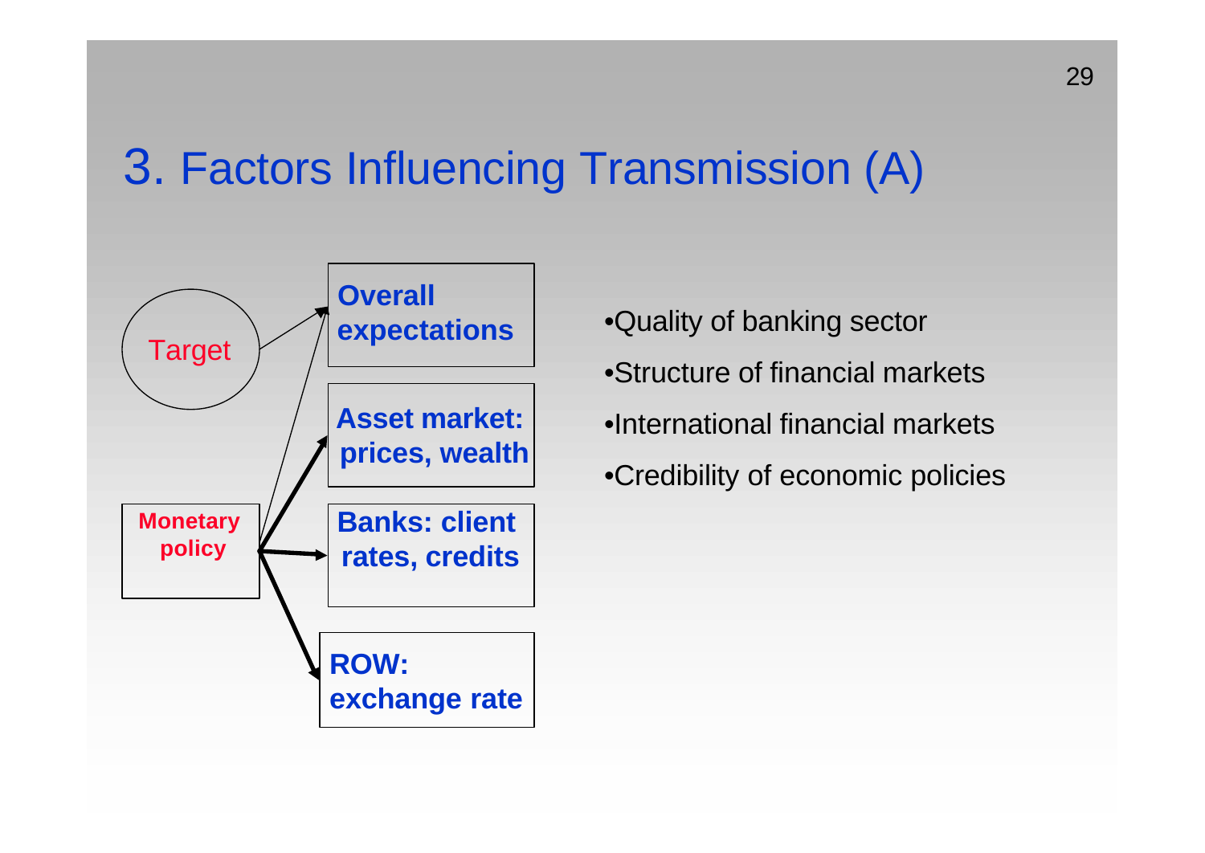# 3. Factors Influencing Transmission (A)

Target

Monetary policy

**Overall expectations**

**Asset market: prices, wealth**

**Banks: client rates, credits**

**ROW: exchange rate**

- Quality of banking sector
- Structure of financial markets
- International financial markets
- Credibility of economic policies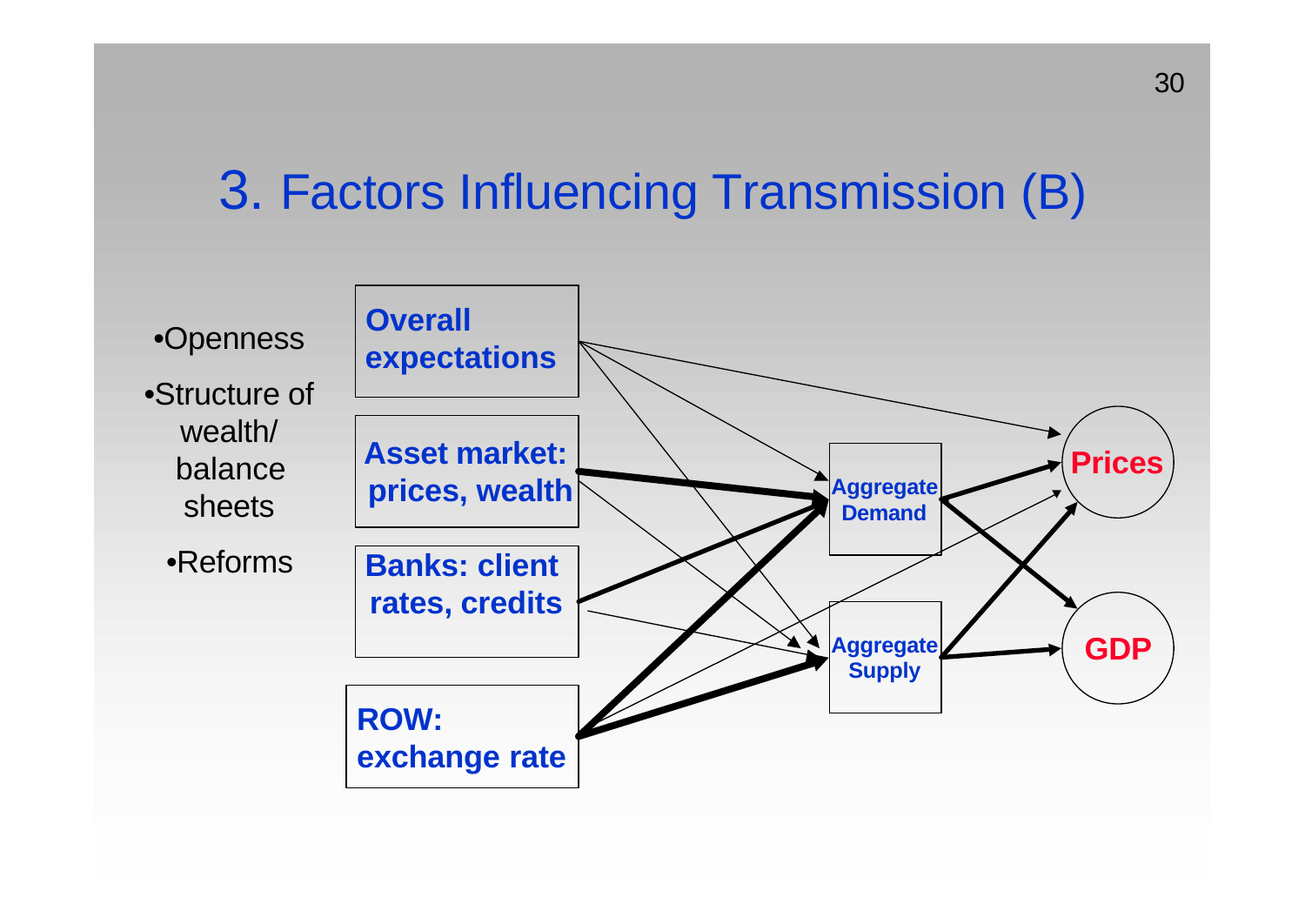# 3. Factors Influencing Transmission (B)

- Openness
- Structure of wealth/ balance sheets
- Reforms

**Overall expectations**

**Asset market: prices, wealth**

**Banks: client rates, credits**

**ROW: exchange rate**

**Aggregate Demand**

**Aggregate Supply**

**Prices**

**GDP**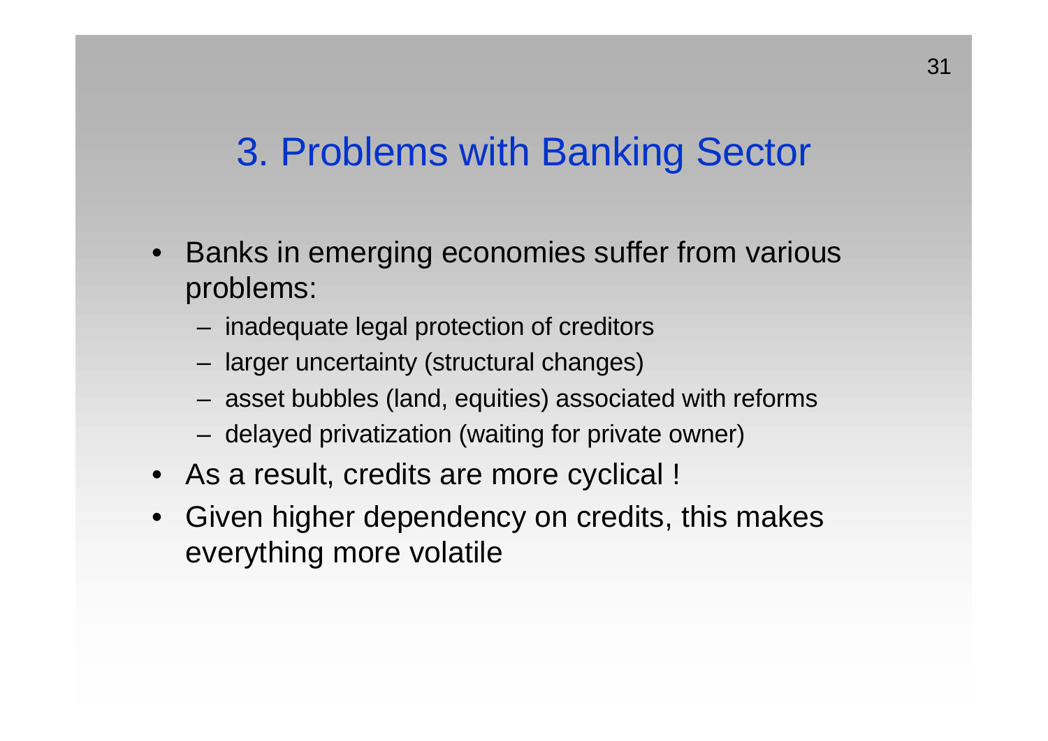# 3. Problems with Banking Sector

- Banks in emerging economies suffer from various problems:
  - inadequate legal protection of creditors
  - larger uncertainty (structural changes)
  - asset bubbles (land, equities) associated with reforms
  - delayed privatization (waiting for private owner)
- As a result, credits are more cyclical !
- Given higher dependency on credits, this makes everything more volatile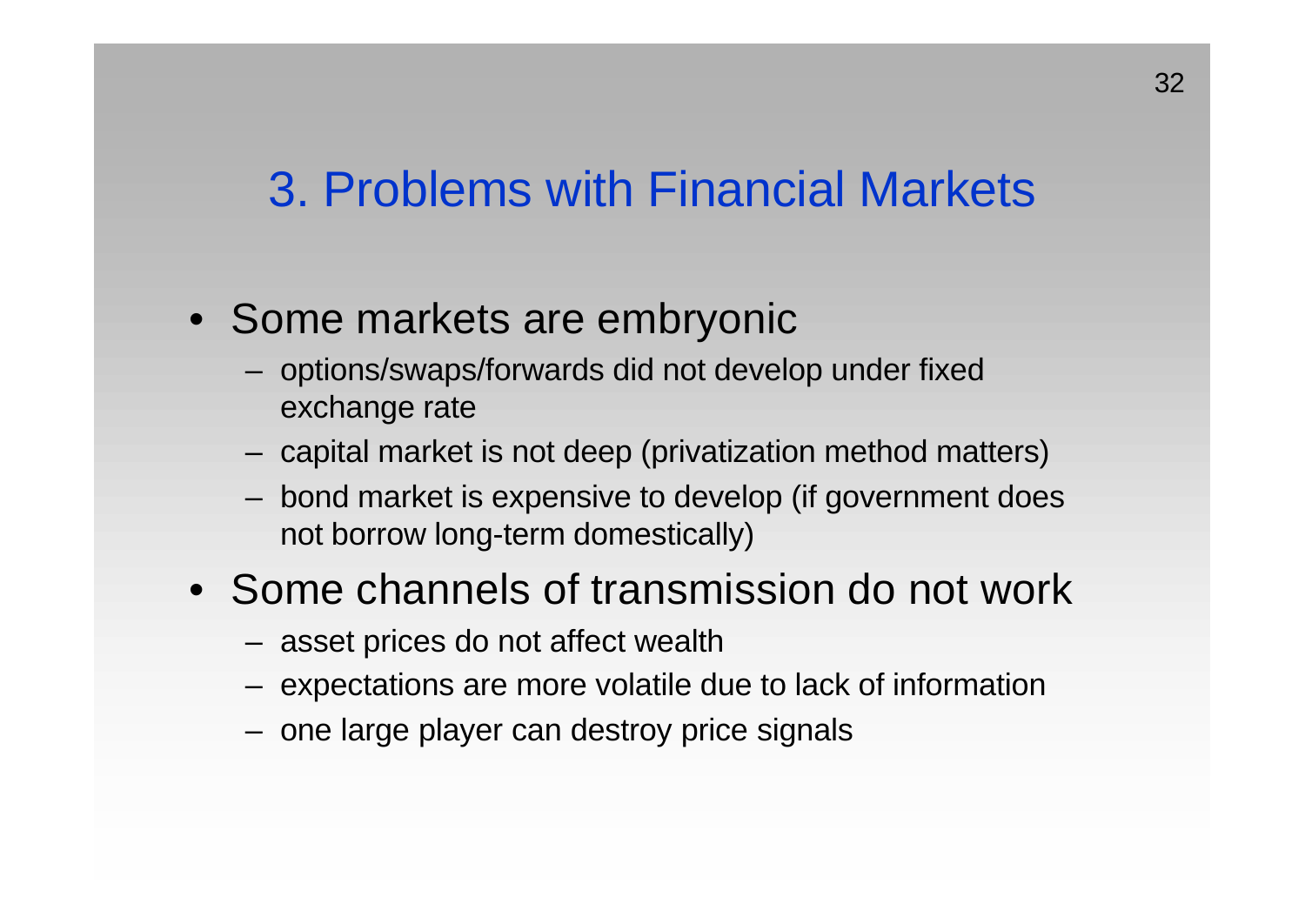## 3. Problems with Financial Markets

- Some markets are embryonic
  - options/swaps/forwards did not develop under fixed exchange rate
  - capital market is not deep (privatization method matters)
  - bond market is expensive to develop (if government does not borrow long-term domestically)
- Some channels of transmission do not work
  - asset prices do not affect wealth
  - expectations are more volatile due to lack of information
  - one large player can destroy price signals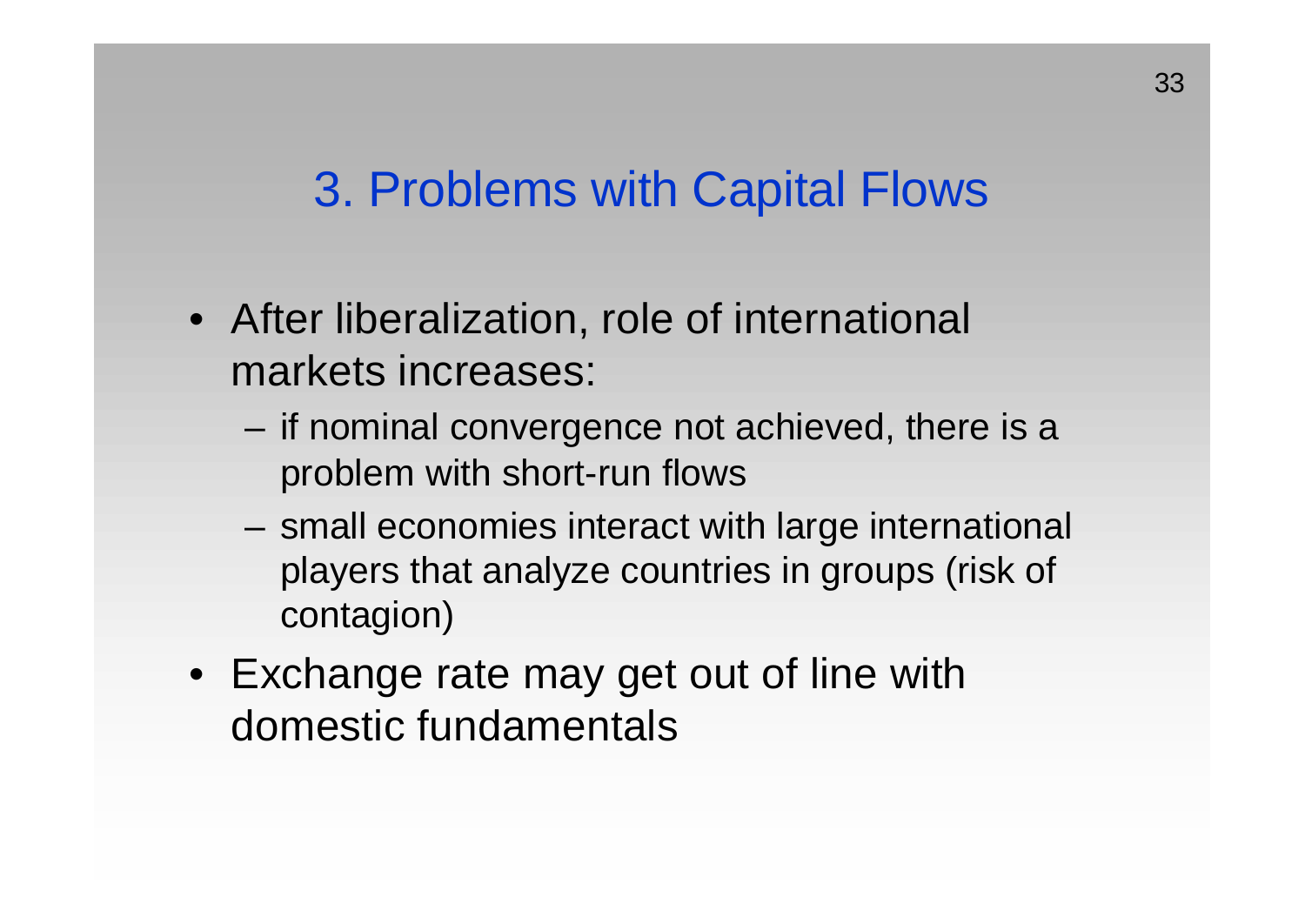## 3. Problems with Capital Flows

- After liberalization, role of international markets increases:
  - if nominal convergence not achieved, there is a problem with short-run flows
  - small economies interact with large international players that analyze countries in groups (risk of contagion)
- Exchange rate may get out of line with domestic fundamentals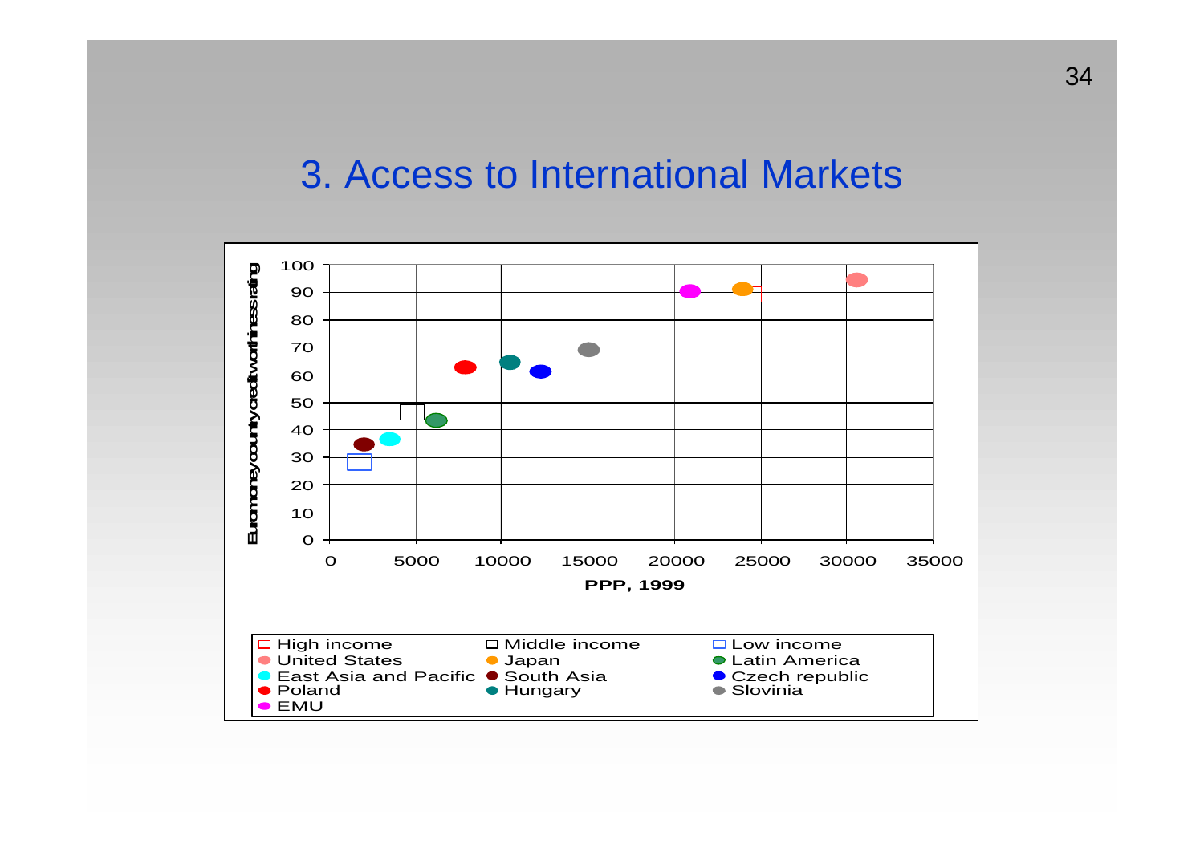# 3. Access to International Markets

Euromoney country creditworthiness rating

100
90
80
70
60
50
40
30
20
10
0

0 5000 10000 15000 20000 25000 30000 35000

**PPP, 1999**

- High income
- Middle income
- Low income
- United States
- Japan
- Latin America
- East Asia and Pacific
- South Asia
- Czech republic
- Poland
- Hungary
- Slovinia
- EMU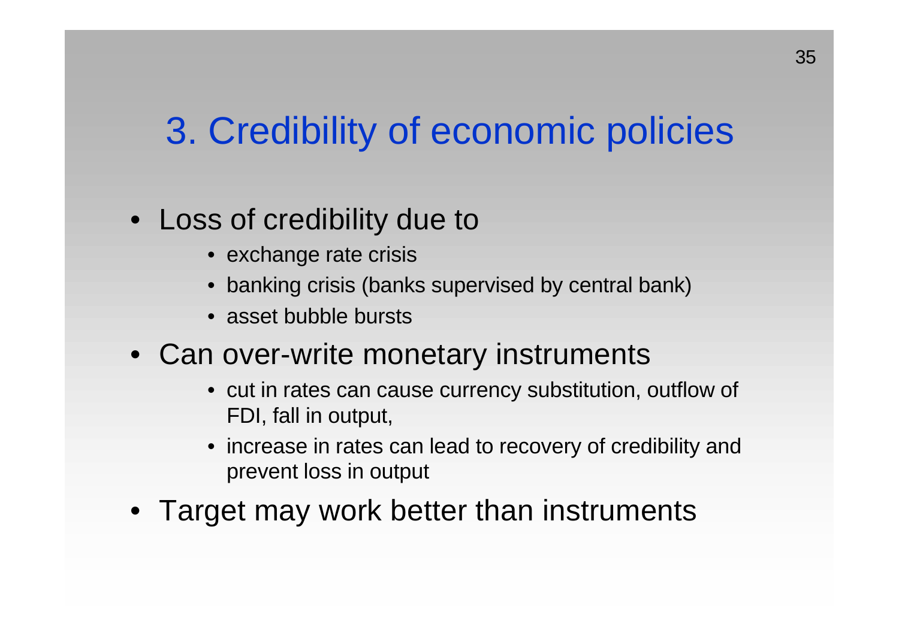# 3. Credibility of economic policies

- Loss of credibility due to
  - exchange rate crisis
  - banking crisis (banks supervised by central bank)
  - asset bubble bursts
- Can over-write monetary instruments
  - cut in rates can cause currency substitution, outflow of FDI, fall in output,
  - increase in rates can lead to recovery of credibility and prevent loss in output
- Target may work better than instruments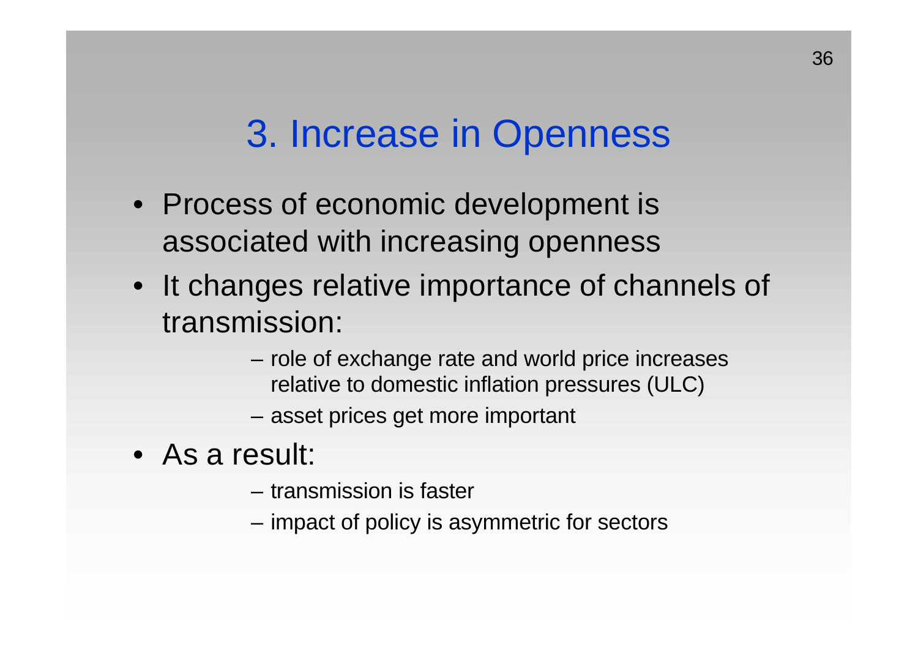# 3. Increase in Openness

- Process of economic development is associated with increasing openness
- It changes relative importance of channels of transmission:
  - role of exchange rate and world price increases relative to domestic inflation pressures (ULC)
  - asset prices get more important
- As a result:
  - transmission is faster
  - impact of policy is asymmetric for sectors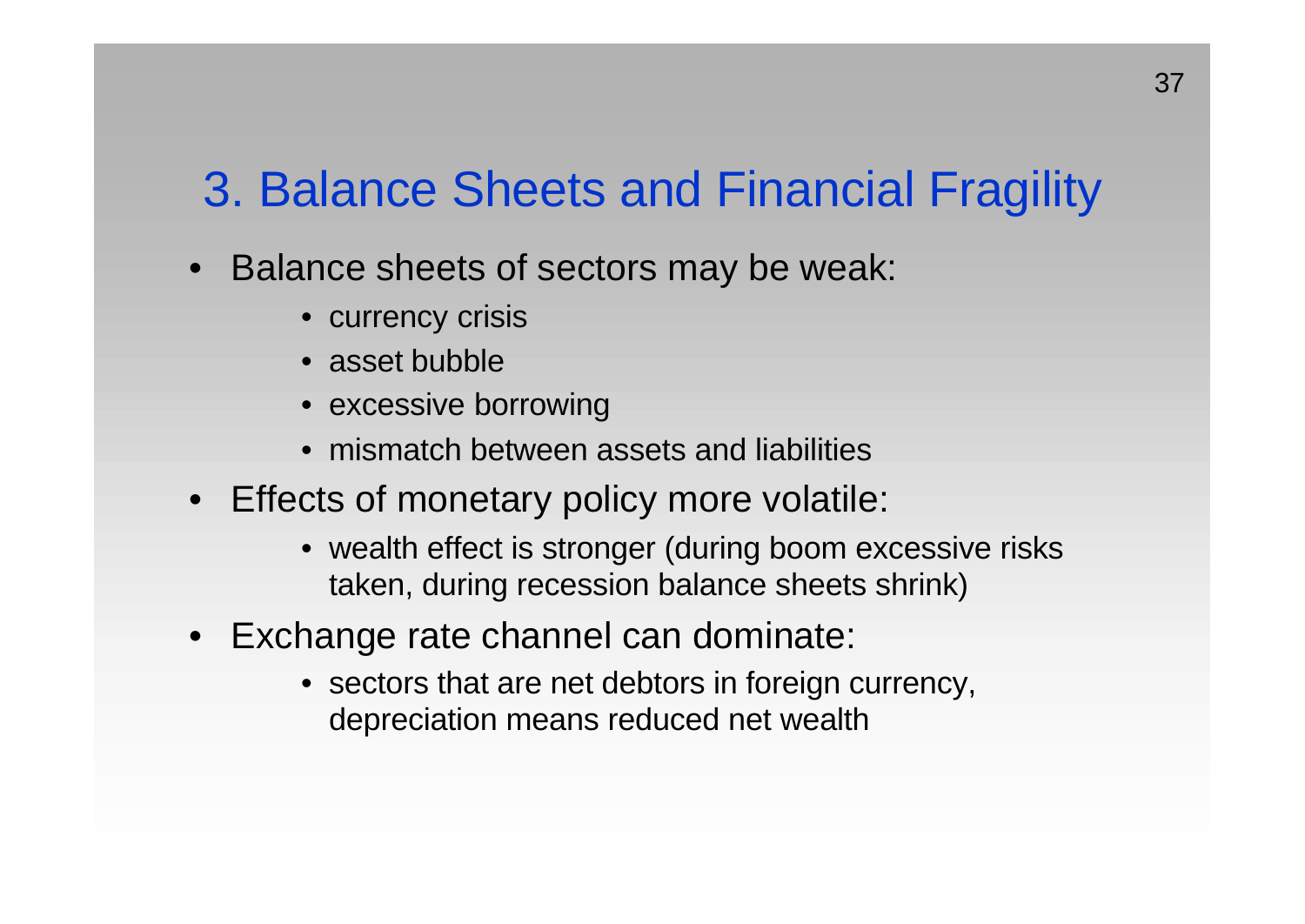# 3. Balance Sheets and Financial Fragility

- Balance sheets of sectors may be weak:
  - currency crisis
  - asset bubble
  - excessive borrowing
  - mismatch between assets and liabilities
- Effects of monetary policy more volatile:
  - wealth effect is stronger (during boom excessive risks taken, during recession balance sheets shrink)
- Exchange rate channel can dominate:
  - sectors that are net debtors in foreign currency, depreciation means reduced net wealth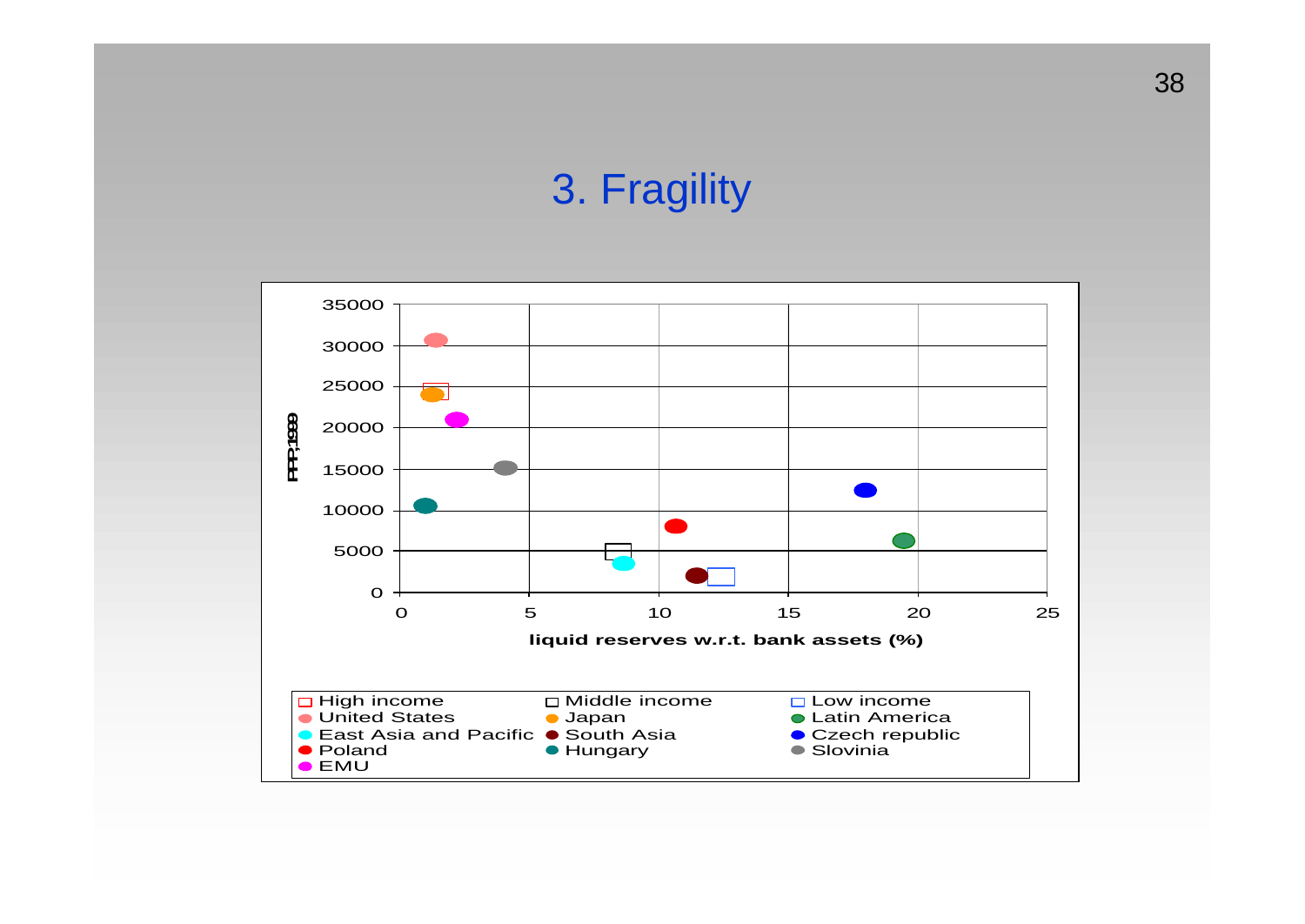# 3. Fragility

PPP, 1999

liquid reserves w.r.t. bank assets (%)

- High income
- Middle income
- Low income
- United States
- Japan
- Latin America
- East Asia and Pacific
- South Asia
- Czech republic
- Poland
- Hungary
- Slovinia
- EMU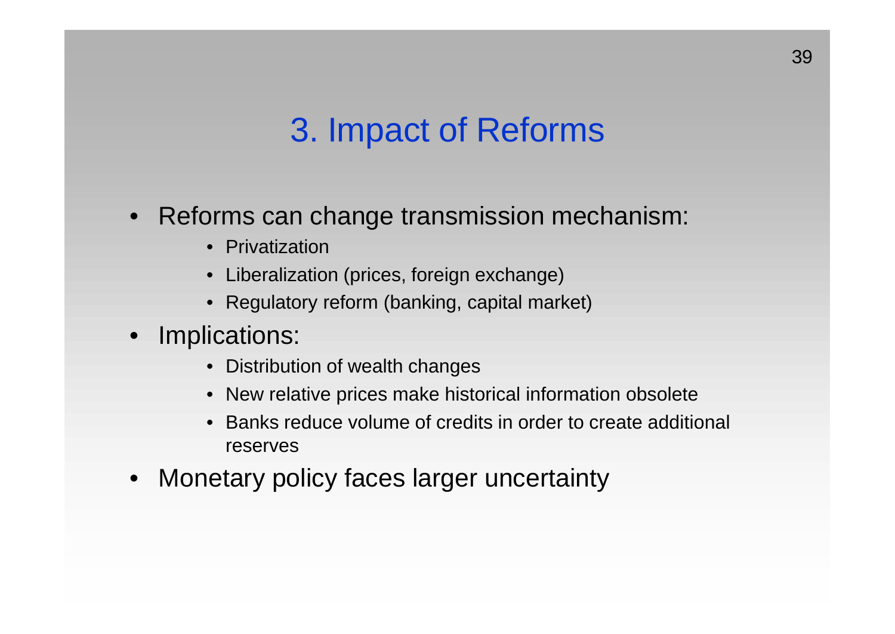# 3. Impact of Reforms

- Reforms can change transmission mechanism:
  - Privatization
  - Liberalization (prices, foreign exchange)
  - Regulatory reform (banking, capital market)
- Implications:
  - Distribution of wealth changes
  - New relative prices make historical information obsolete
  - Banks reduce volume of credits in order to create additional reserves
- Monetary policy faces larger uncertainty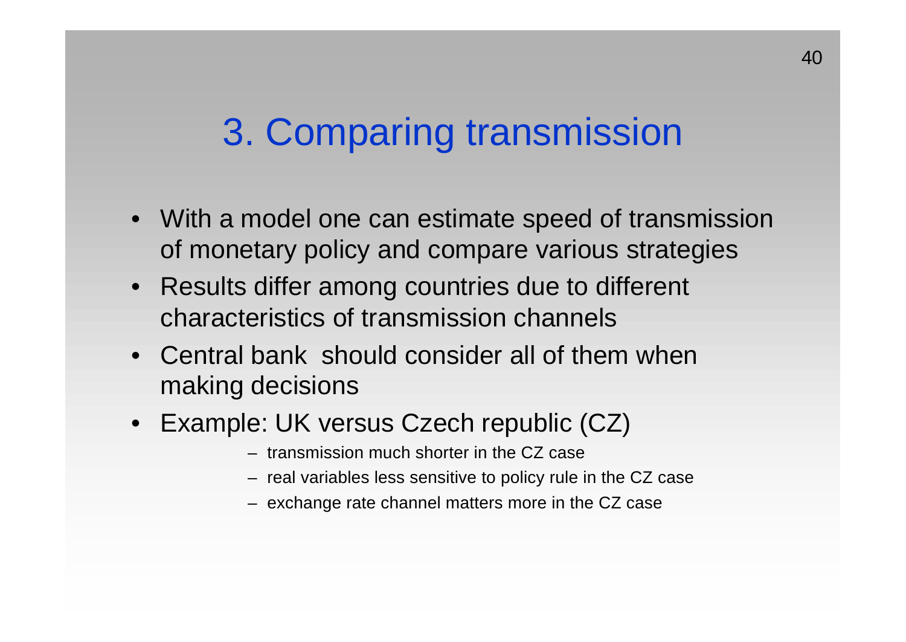# 3. Comparing transmission

- With a model one can estimate speed of transmission of monetary policy and compare various strategies
- Results differ among countries due to different characteristics of transmission channels
- Central bank should consider all of them when making decisions
- Example: UK versus Czech republic (CZ)
  - transmission much shorter in the CZ case
  - real variables less sensitive to policy rule in the CZ case
  - exchange rate channel matters more in the CZ case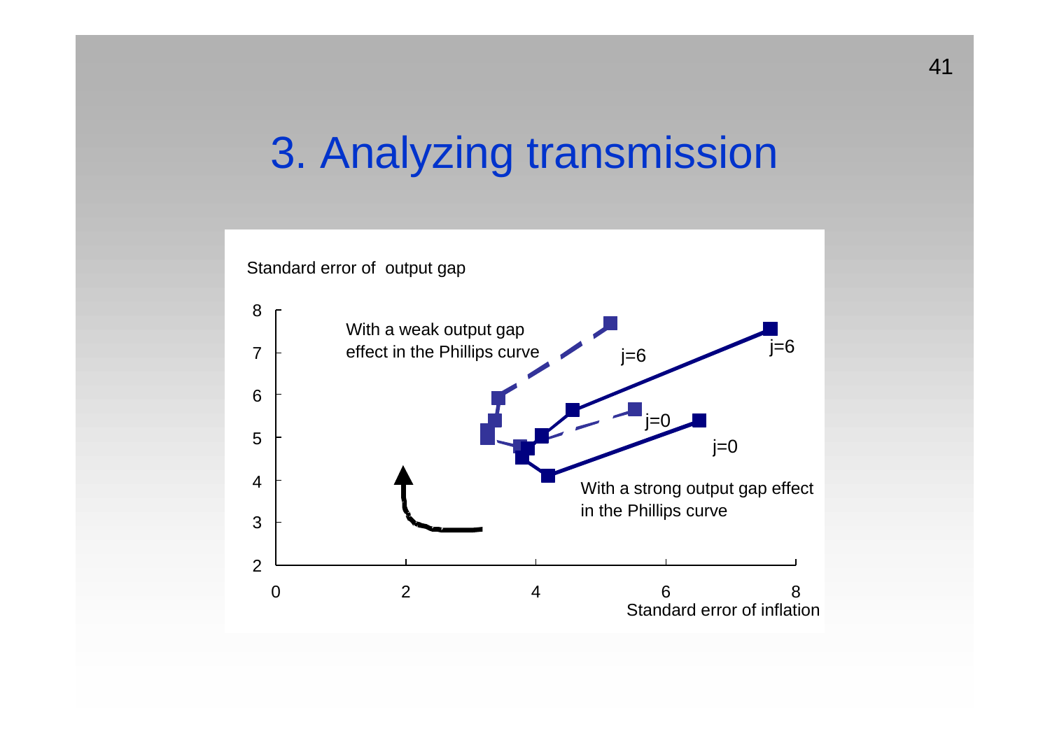# 3. Analyzing transmission

Standard error of output gap

With a weak output gap effect in the Phillips curve

j=6

j=6

j=0

j=0

With a strong output gap effect in the Phillips curve

Standard error of inflation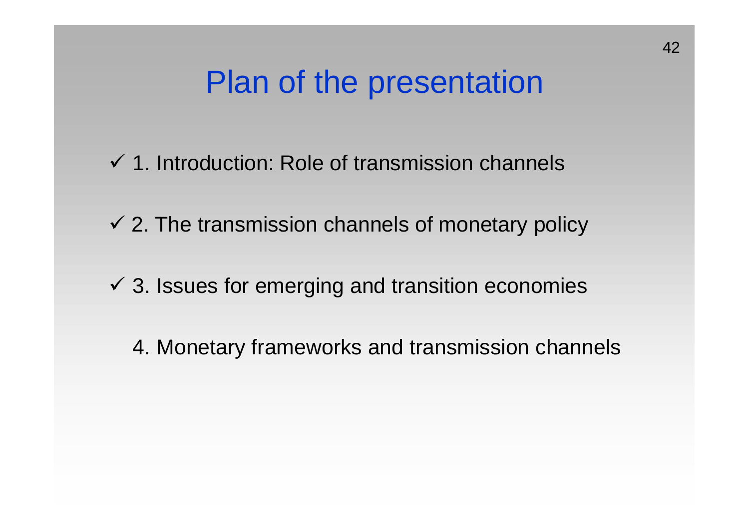# Plan of the presentation

- ✓ 1. Introduction: Role of transmission channels
- ✓ 2. The transmission channels of monetary policy
- ✓ 3. Issues for emerging and transition economies
- 4. Monetary frameworks and transmission channels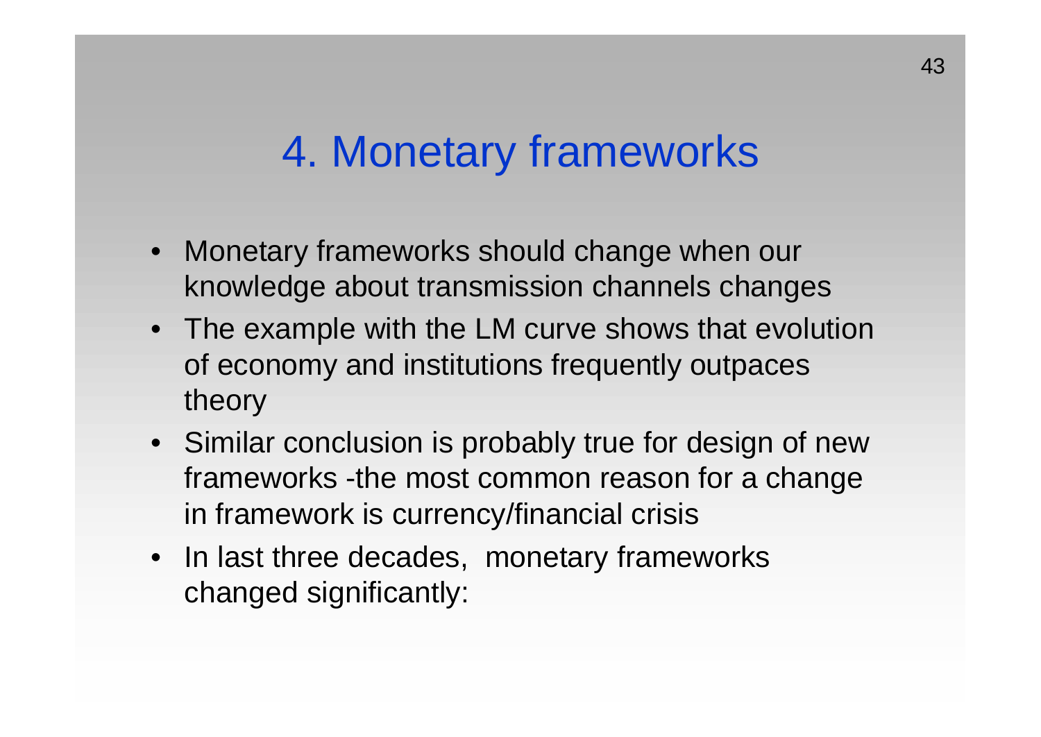# 4. Monetary frameworks

- Monetary frameworks should change when our knowledge about transmission channels changes
- The example with the LM curve shows that evolution of economy and institutions frequently outpaces theory
- Similar conclusion is probably true for design of new frameworks -the most common reason for a change in framework is currency/financial crisis
- In last three decades, monetary frameworks changed significantly: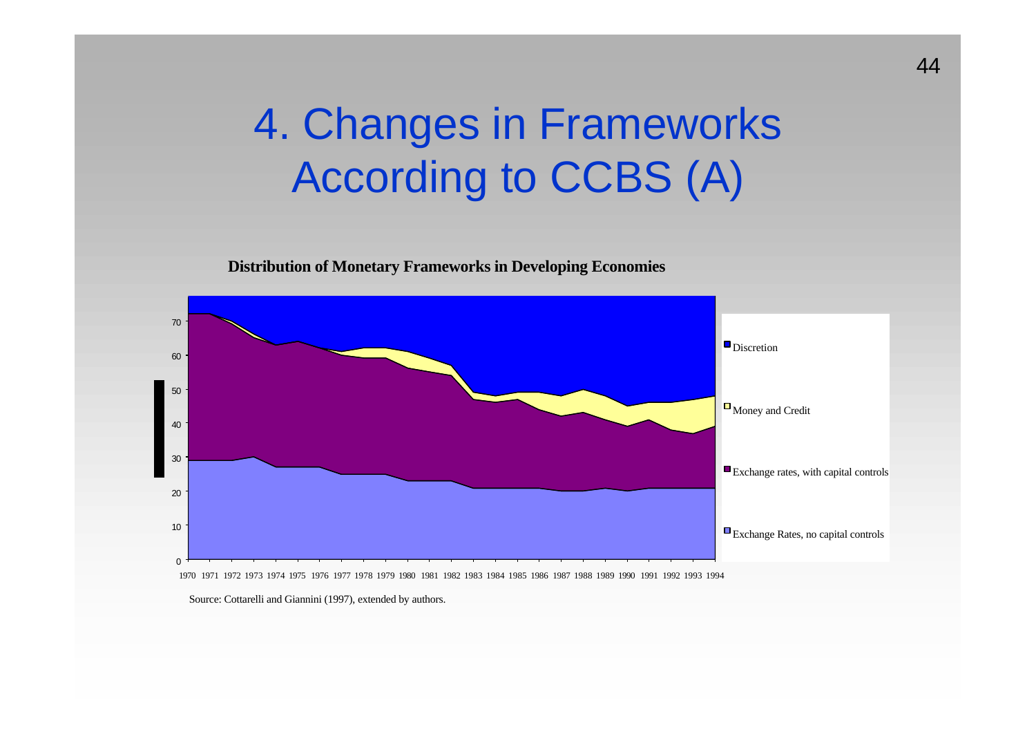# 4. Changes in Frameworks According to CCBS (A)

**Distribution of Monetary Frameworks in Developing Economies**

Source: Cottarelli and Giannini (1997), extended by authors.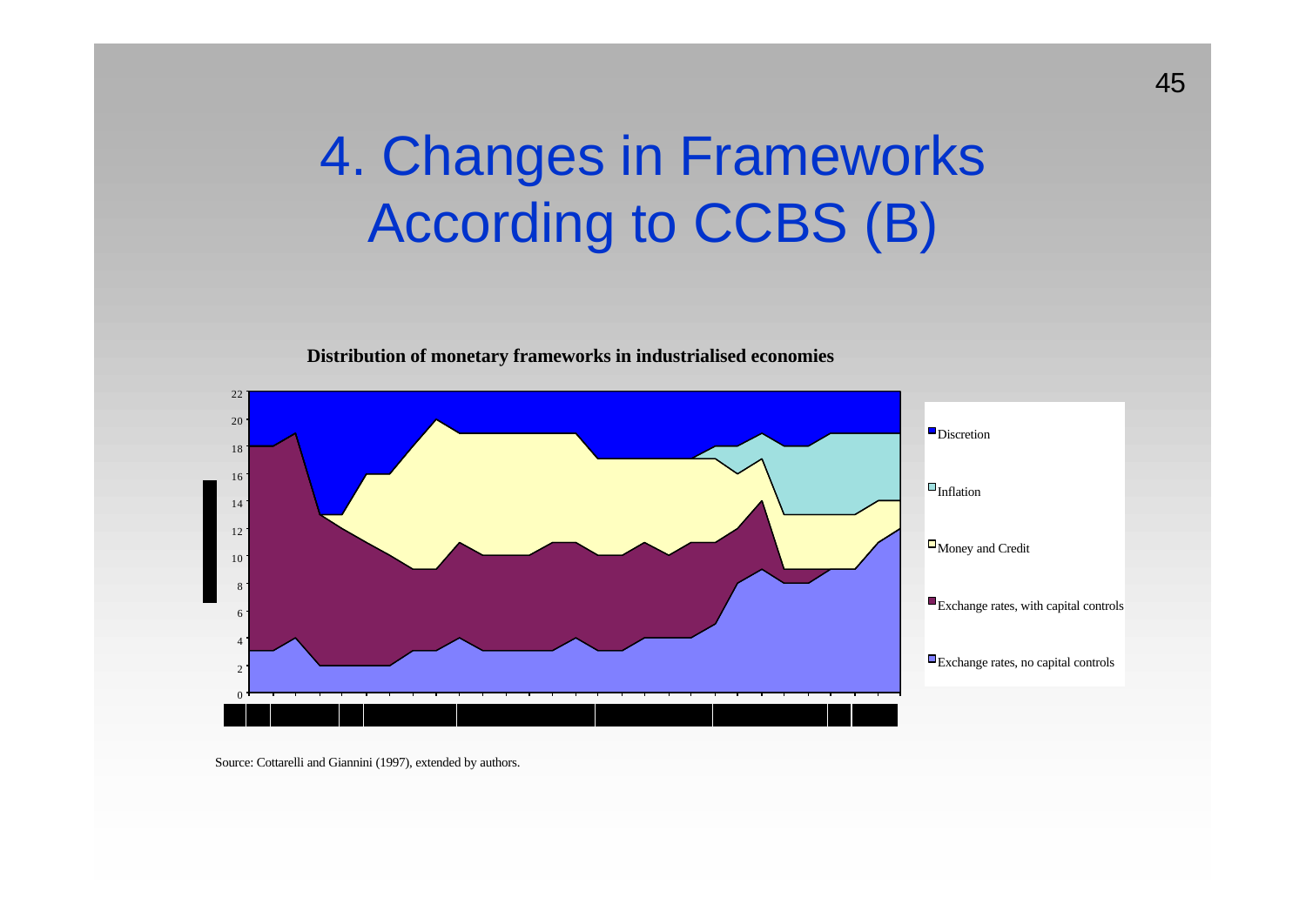# 4. Changes in Frameworks According to CCBS (B)

**Distribution of monetary frameworks in industrialised economies**

- Discretion
- Inflation
- Money and Credit
- Exchange rates, with capital controls
- Exchange rates, no capital controls

Source: Cottarelli and Giannini (1997), extended by authors.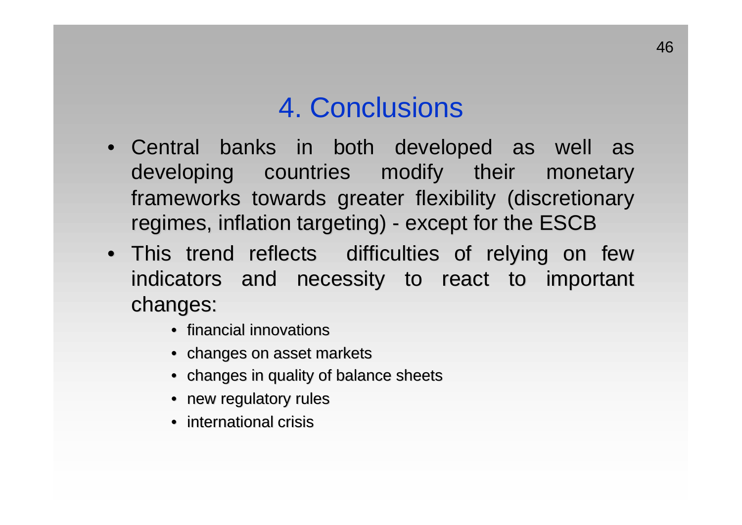# 4. Conclusions

- Central banks in both developed as well as developing countries modify their monetary frameworks towards greater flexibility (discretionary regimes, inflation targeting) - except for the ESCB
- This trend reflects difficulties of relying on few indicators and necessity to react to important changes:
  - financial innovations
  - changes on asset markets
  - changes in quality of balance sheets
  - new regulatory rules
  - international crisis